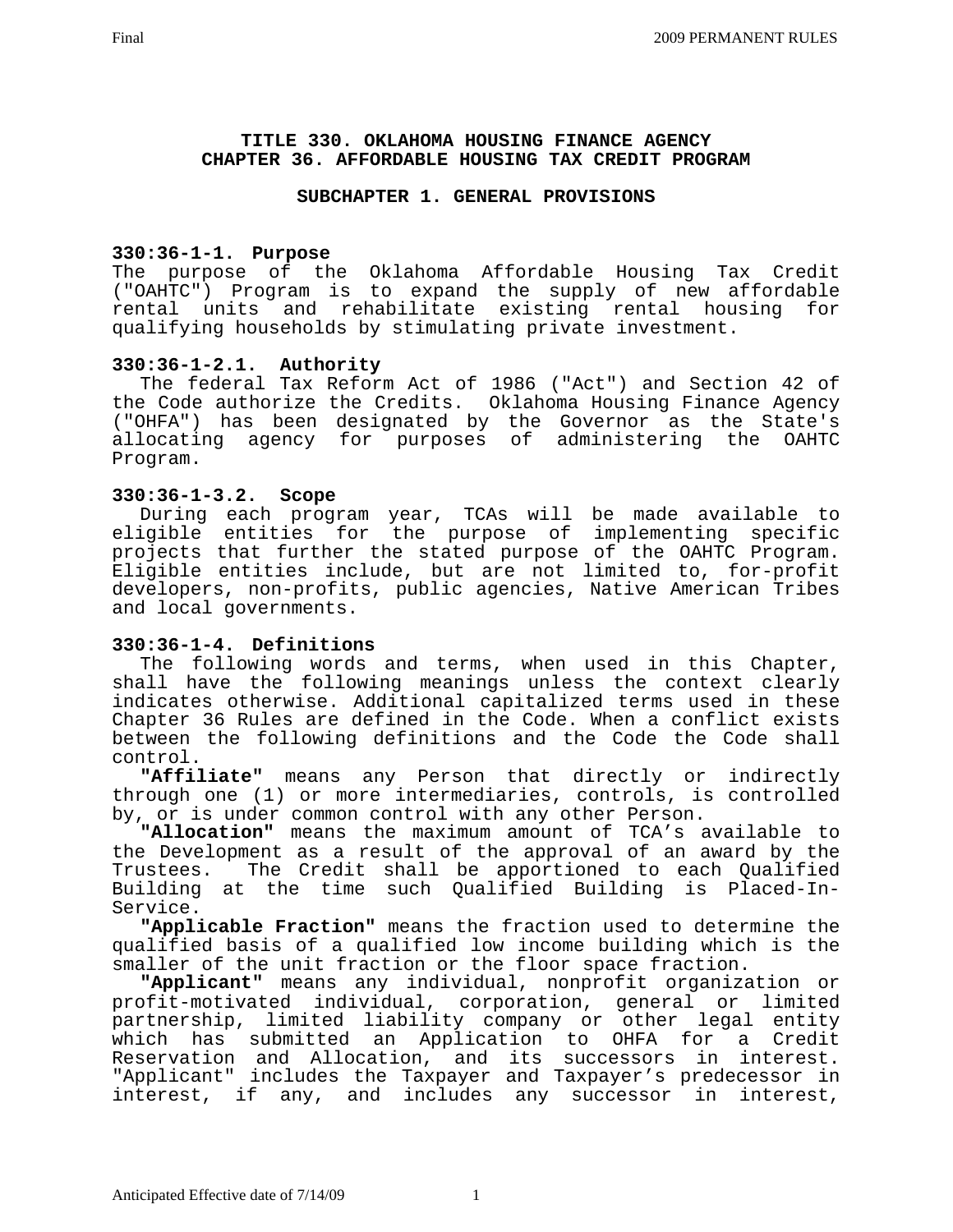# TITLE 330. OKLAHOMA HOUSING FINANCE AGENCY
# CHAPTER 36. AFFORDABLE HOUSING TAX CREDIT PROGRAM

## SUBCHAPTER 1. GENERAL PROVISIONS

### 330:36-1-1. Purpose

The purpose of the Oklahoma Affordable Housing Tax Credit ("OAHTC") Program is to expand the supply of new affordable rental units and rehabilitate existing rental housing for qualifying households by stimulating private investment.

### 330:36-1-2.1. Authority

The federal Tax Reform Act of 1986 ("Act") and Section 42 of the Code authorize the Credits. Oklahoma Housing Finance Agency ("OHFA") has been designated by the Governor as the State's allocating agency for purposes of administering the OAHTC Program.

### 330:36-1-3.2. Scope

During each program year, TCAs will be made available to eligible entities for the purpose of implementing specific projects that further the stated purpose of the OAHTC Program. Eligible entities include, but are not limited to, for-profit developers, non-profits, public agencies, Native American Tribes and local governments.

### 330:36-1-4. Definitions

The following words and terms, when used in this Chapter, shall have the following meanings unless the context clearly indicates otherwise. Additional capitalized terms used in these Chapter 36 Rules are defined in the Code. When a conflict exists between the following definitions and the Code the Code shall control.

**"Affiliate"** means any Person that directly or indirectly through one (1) or more intermediaries, controls, is controlled by, or is under common control with any other Person.

**"Allocation"** means the maximum amount of TCA's available to the Development as a result of the approval of an award by the Trustees. The Credit shall be apportioned to each Qualified Building at the time such Qualified Building is Placed-In-Service.

**"Applicable Fraction"** means the fraction used to determine the qualified basis of a qualified low income building which is the smaller of the unit fraction or the floor space fraction.

**"Applicant"** means any individual, nonprofit organization or profit-motivated individual, corporation, general or limited partnership, limited liability company or other legal entity which has submitted an Application to OHFA for a Credit Reservation and Allocation, and its successors in interest. "Applicant" includes the Taxpayer and Taxpayer's predecessor in interest, if any, and includes any successor in interest,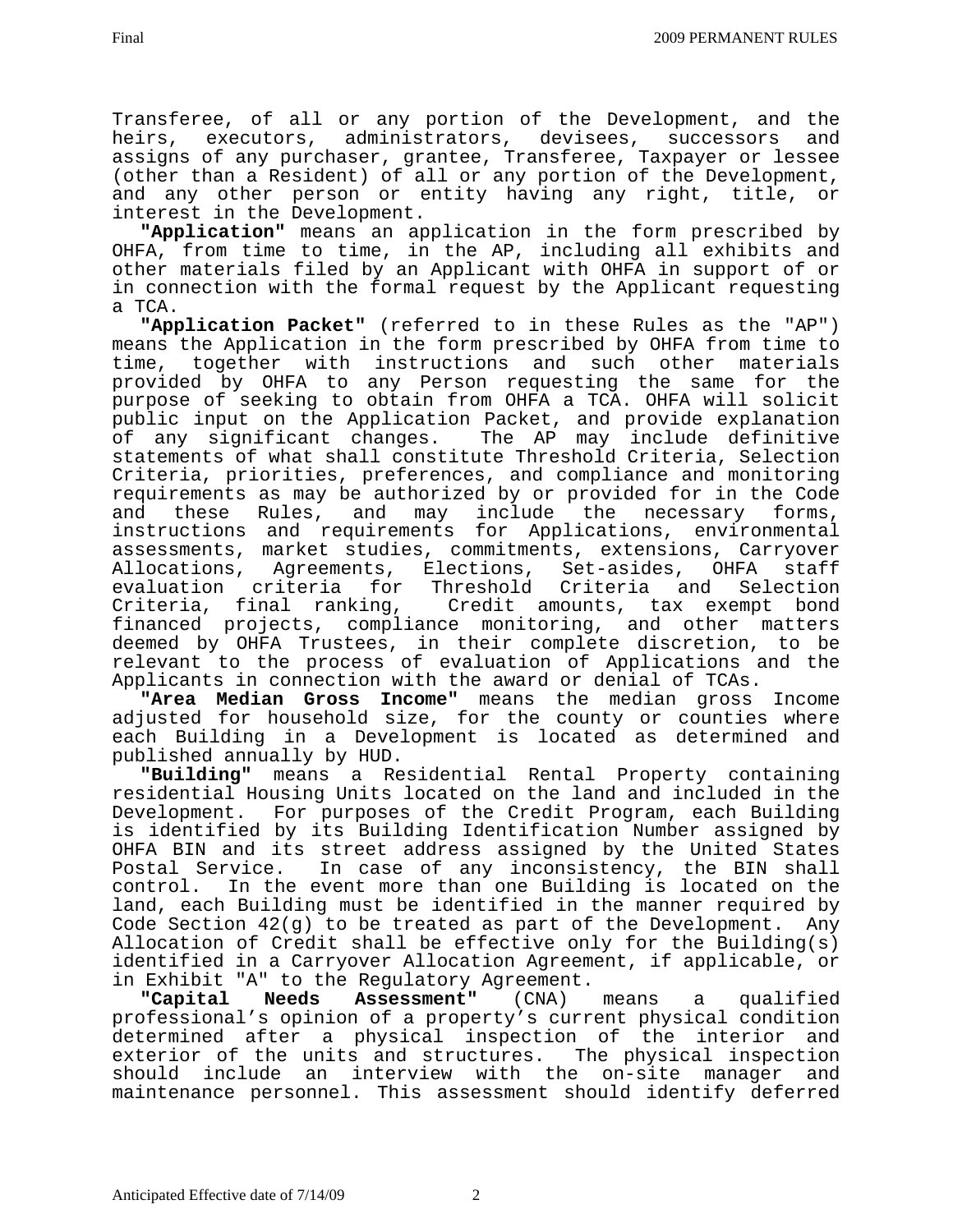Transferee, of all or any portion of the Development, and the heirs, executors, administrators, devisees, successors and assigns of any purchaser, grantee, Transferee, Taxpayer or lessee (other than a Resident) of all or any portion of the Development, and any other person or entity having any right, title, or interest in the Development.

**"Application"** means an application in the form prescribed by OHFA, from time to time, in the AP, including all exhibits and other materials filed by an Applicant with OHFA in support of or in connection with the formal request by the Applicant requesting a TCA.

**"Application Packet"** (referred to in these Rules as the "AP") means the Application in the form prescribed by OHFA from time to time, together with instructions and such other materials provided by OHFA to any Person requesting the same for the purpose of seeking to obtain from OHFA a TCA. OHFA will solicit public input on the Application Packet, and provide explanation of any significant changes. The AP may include definitive statements of what shall constitute Threshold Criteria, Selection Criteria, priorities, preferences, and compliance and monitoring requirements as may be authorized by or provided for in the Code and these Rules, and may include the necessary forms, instructions and requirements for Applications, environmental assessments, market studies, commitments, extensions, Carryover Allocations, Agreements, Elections, Set-asides, OHFA staff evaluation criteria for Threshold Criteria and Selection Criteria, final ranking, Credit amounts, tax exempt bond financed projects, compliance monitoring, and other matters deemed by OHFA Trustees, in their complete discretion, to be relevant to the process of evaluation of Applications and the Applicants in connection with the award or denial of TCAs.

**"Area Median Gross Income"** means the median gross Income adjusted for household size, for the county or counties where each Building in a Development is located as determined and published annually by HUD.

**"Building"** means a Residential Rental Property containing residential Housing Units located on the land and included in the Development. For purposes of the Credit Program, each Building is identified by its Building Identification Number assigned by OHFA BIN and its street address assigned by the United States Postal Service. In case of any inconsistency, the BIN shall control. In the event more than one Building is located on the land, each Building must be identified in the manner required by Code Section 42(g) to be treated as part of the Development. Any Allocation of Credit shall be effective only for the Building(s) identified in a Carryover Allocation Agreement, if applicable, or in Exhibit "A" to the Regulatory Agreement.

**"Capital Needs Assessment"** (CNA) means a qualified professional's opinion of a property's current physical condition determined after a physical inspection of the interior and exterior of the units and structures. The physical inspection should include an interview with the on-site manager and maintenance personnel. This assessment should identify deferred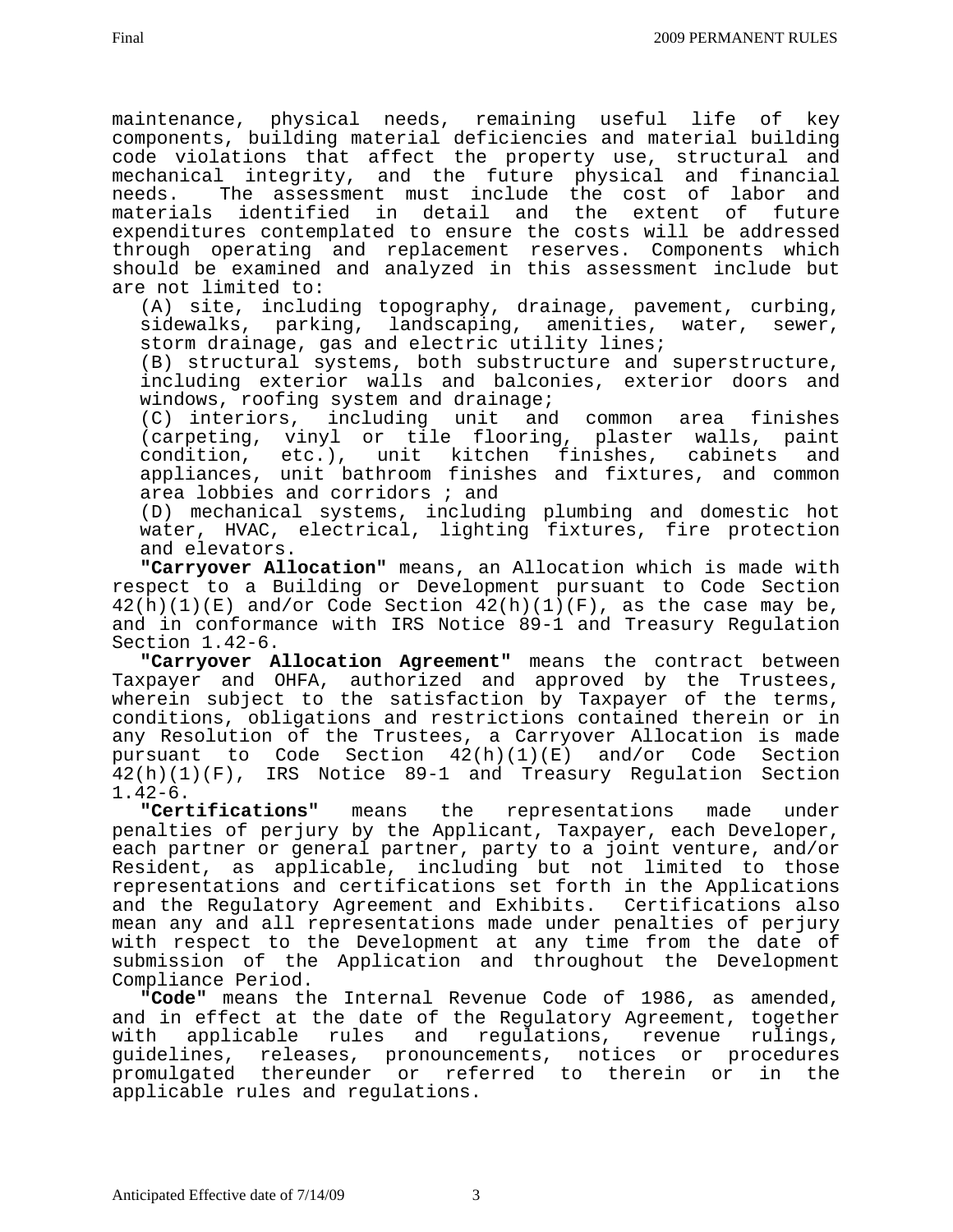maintenance, physical needs, remaining useful life of key components, building material deficiencies and material building code violations that affect the property use, structural and mechanical integrity, and the future physical and financial needs. The assessment must include the cost of labor and materials identified in detail and the extent of future expenditures contemplated to ensure the costs will be addressed through operating and replacement reserves. Components which should be examined and analyzed in this assessment include but are not limited to:

(A) site, including topography, drainage, pavement, curbing, sidewalks, parking, landscaping, amenities, water, sewer, storm drainage, gas and electric utility lines;

(B) structural systems, both substructure and superstructure, including exterior walls and balconies, exterior doors and windows, roofing system and drainage;

(C) interiors, including unit and common area finishes (carpeting, vinyl or tile flooring, plaster walls, paint condition, etc.), unit kitchen finishes, cabinets and appliances, unit bathroom finishes and fixtures, and common area lobbies and corridors ; and

(D) mechanical systems, including plumbing and domestic hot water, HVAC, electrical, lighting fixtures, fire protection and elevators.

**"Carryover Allocation"** means, an Allocation which is made with respect to a Building or Development pursuant to Code Section 42(h)(1)(E) and/or Code Section 42(h)(1)(F), as the case may be, and in conformance with IRS Notice 89-1 and Treasury Regulation Section 1.42-6.

**"Carryover Allocation Agreement"** means the contract between Taxpayer and OHFA, authorized and approved by the Trustees, wherein subject to the satisfaction by Taxpayer of the terms, conditions, obligations and restrictions contained therein or in any Resolution of the Trustees, a Carryover Allocation is made pursuant to Code Section 42(h)(1)(E) and/or Code Section 42(h)(1)(F), IRS Notice 89-1 and Treasury Regulation Section 1.42-6.

**"Certifications"** means the representations made under penalties of perjury by the Applicant, Taxpayer, each Developer, each partner or general partner, party to a joint venture, and/or Resident, as applicable, including but not limited to those representations and certifications set forth in the Applications and the Regulatory Agreement and Exhibits. Certifications also mean any and all representations made under penalties of perjury with respect to the Development at any time from the date of submission of the Application and throughout the Development Compliance Period.

**"Code"** means the Internal Revenue Code of 1986, as amended, and in effect at the date of the Regulatory Agreement, together with applicable rules and regulations, revenue rulings, guidelines, releases, pronouncements, notices or procedures promulgated thereunder or referred to therein or in the applicable rules and regulations.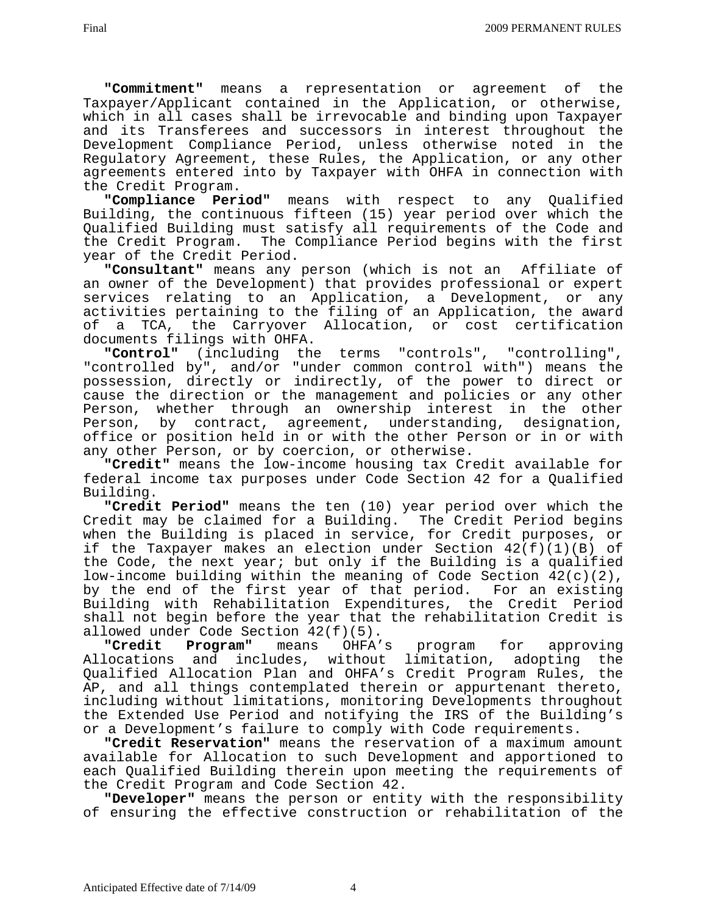**"Commitment"** means a representation or agreement of the Taxpayer/Applicant contained in the Application, or otherwise, which in all cases shall be irrevocable and binding upon Taxpayer and its Transferees and successors in interest throughout the Development Compliance Period, unless otherwise noted in the Regulatory Agreement, these Rules, the Application, or any other agreements entered into by Taxpayer with OHFA in connection with the Credit Program.

**"Compliance Period"** means with respect to any Qualified Building, the continuous fifteen (15) year period over which the Qualified Building must satisfy all requirements of the Code and the Credit Program. The Compliance Period begins with the first year of the Credit Period.

**"Consultant"** means any person (which is not an Affiliate of an owner of the Development) that provides professional or expert services relating to an Application, a Development, or any activities pertaining to the filing of an Application, the award of a TCA, the Carryover Allocation, or cost certification documents filings with OHFA.

**"Control"** (including the terms "controls", "controlling", "controlled by", and/or "under common control with") means the possession, directly or indirectly, of the power to direct or cause the direction or the management and policies or any other Person, whether through an ownership interest in the other Person, by contract, agreement, understanding, designation, office or position held in or with the other Person or in or with any other Person, or by coercion, or otherwise.

**"Credit"** means the low-income housing tax Credit available for federal income tax purposes under Code Section 42 for a Qualified Building.

**"Credit Period"** means the ten (10) year period over which the Credit may be claimed for a Building. The Credit Period begins when the Building is placed in service, for Credit purposes, or if the Taxpayer makes an election under Section 42(f)(1)(B) of the Code, the next year; but only if the Building is a qualified low-income building within the meaning of Code Section 42(c)(2), by the end of the first year of that period. For an existing Building with Rehabilitation Expenditures, the Credit Period shall not begin before the year that the rehabilitation Credit is allowed under Code Section 42(f)(5).

**"Credit Program"** means OHFA's program for approving Allocations and includes, without limitation, adopting the Qualified Allocation Plan and OHFA's Credit Program Rules, the AP, and all things contemplated therein or appurtenant thereto, including without limitations, monitoring Developments throughout the Extended Use Period and notifying the IRS of the Building's or a Development's failure to comply with Code requirements.

**"Credit Reservation"** means the reservation of a maximum amount available for Allocation to such Development and apportioned to each Qualified Building therein upon meeting the requirements of the Credit Program and Code Section 42.

**"Developer"** means the person or entity with the responsibility of ensuring the effective construction or rehabilitation of the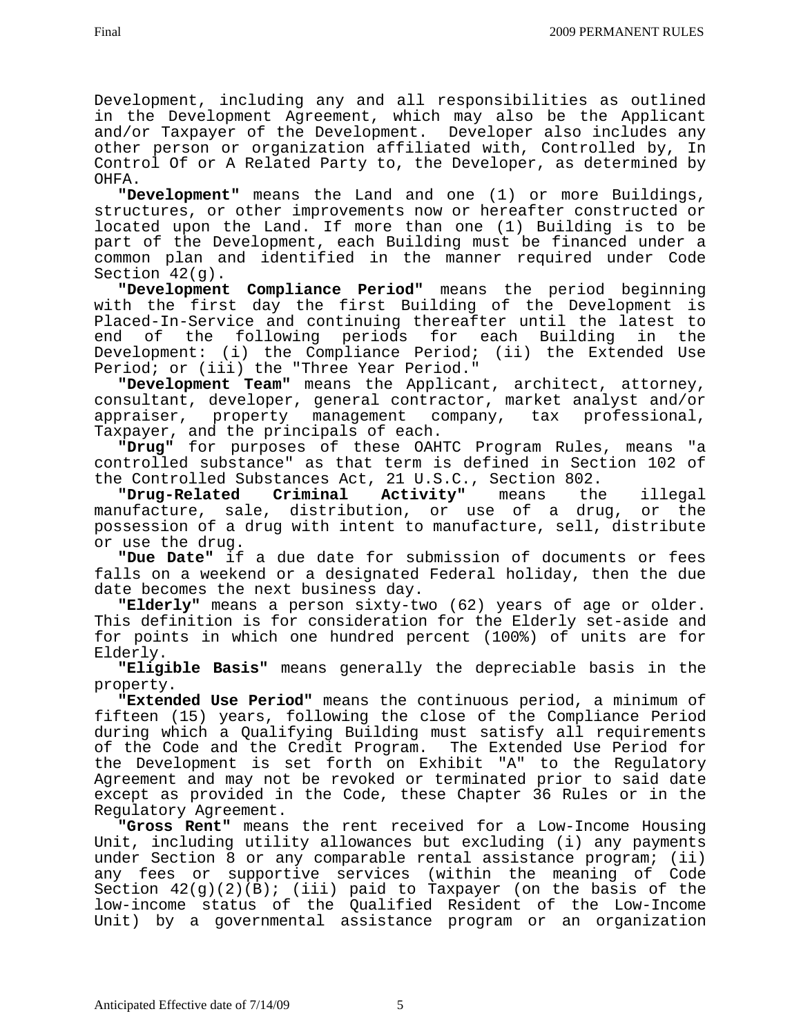Development, including any and all responsibilities as outlined in the Development Agreement, which may also be the Applicant and/or Taxpayer of the Development. Developer also includes any other person or organization affiliated with, Controlled by, In Control Of or A Related Party to, the Developer, as determined by OHFA.

**"Development"** means the Land and one (1) or more Buildings, structures, or other improvements now or hereafter constructed or located upon the Land. If more than one (1) Building is to be part of the Development, each Building must be financed under a common plan and identified in the manner required under Code Section 42(g).

**"Development Compliance Period"** means the period beginning with the first day the first Building of the Development is Placed-In-Service and continuing thereafter until the latest to end of the following periods for each Building in the Development: (i) the Compliance Period; (ii) the Extended Use Period; or (iii) the "Three Year Period."

**"Development Team"** means the Applicant, architect, attorney, consultant, developer, general contractor, market analyst and/or appraiser, property management company, tax professional, Taxpayer, and the principals of each.

**"Drug"** for purposes of these OAHTC Program Rules, means "a controlled substance" as that term is defined in Section 102 of the Controlled Substances Act, 21 U.S.C., Section 802.

**"Drug-Related Criminal Activity"** means the illegal manufacture, sale, distribution, or use of a drug, or the possession of a drug with intent to manufacture, sell, distribute or use the drug.

**"Due Date"** if a due date for submission of documents or fees falls on a weekend or a designated Federal holiday, then the due date becomes the next business day.

**"Elderly"** means a person sixty-two (62) years of age or older. This definition is for consideration for the Elderly set-aside and for points in which one hundred percent (100%) of units are for Elderly.

**"Eligible Basis"** means generally the depreciable basis in the property.

**"Extended Use Period"** means the continuous period, a minimum of fifteen (15) years, following the close of the Compliance Period during which a Qualifying Building must satisfy all requirements of the Code and the Credit Program. The Extended Use Period for the Development is set forth on Exhibit "A" to the Regulatory Agreement and may not be revoked or terminated prior to said date except as provided in the Code, these Chapter 36 Rules or in the Regulatory Agreement.

**"Gross Rent"** means the rent received for a Low-Income Housing Unit, including utility allowances but excluding (i) any payments under Section 8 or any comparable rental assistance program; (ii) any fees or supportive services (within the meaning of Code Section 42(g)(2)(B); (iii) paid to Taxpayer (on the basis of the low-income status of the Qualified Resident of the Low-Income Unit) by a governmental assistance program or an organization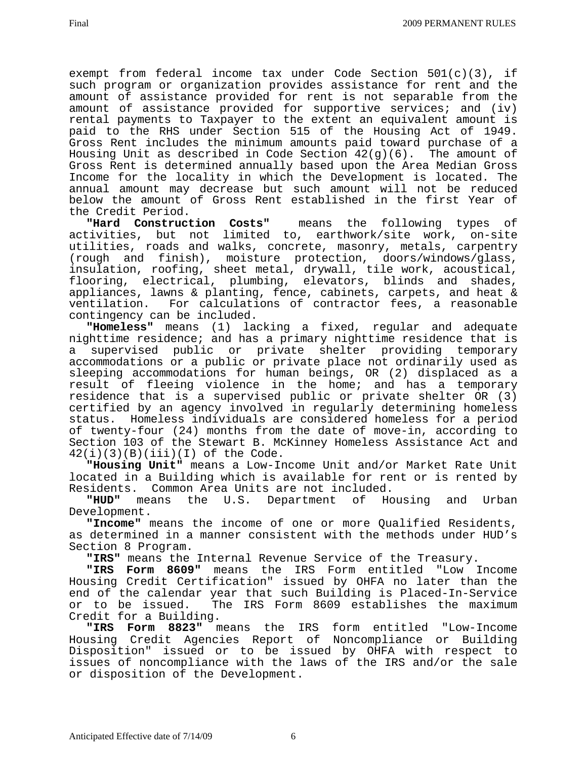exempt from federal income tax under Code Section 501(c)(3), if such program or organization provides assistance for rent and the amount of assistance provided for rent is not separable from the amount of assistance provided for supportive services; and (iv) rental payments to Taxpayer to the extent an equivalent amount is paid to the RHS under Section 515 of the Housing Act of 1949. Gross Rent includes the minimum amounts paid toward purchase of a Housing Unit as described in Code Section 42(g)(6). The amount of Gross Rent is determined annually based upon the Area Median Gross Income for the locality in which the Development is located. The annual amount may decrease but such amount will not be reduced below the amount of Gross Rent established in the first Year of the Credit Period.

**"Hard Construction Costs"** means the following types of activities, but not limited to, earthwork/site work, on-site utilities, roads and walks, concrete, masonry, metals, carpentry (rough and finish), moisture protection, doors/windows/glass, insulation, roofing, sheet metal, drywall, tile work, acoustical, flooring, electrical, plumbing, elevators, blinds and shades, appliances, lawns & planting, fence, cabinets, carpets, and heat & ventilation. For calculations of contractor fees, a reasonable contingency can be included.

**"Homeless"** means (1) lacking a fixed, regular and adequate nighttime residence; and has a primary nighttime residence that is a supervised public or private shelter providing temporary accommodations or a public or private place not ordinarily used as sleeping accommodations for human beings, OR (2) displaced as a result of fleeing violence in the home; and has a temporary residence that is a supervised public or private shelter OR (3) certified by an agency involved in regularly determining homeless status. Homeless individuals are considered homeless for a period of twenty-four (24) months from the date of move-in, according to Section 103 of the Stewart B. McKinney Homeless Assistance Act and 42(i)(3)(B)(iii)(I) of the Code.

**"Housing Unit"** means a Low-Income Unit and/or Market Rate Unit located in a Building which is available for rent or is rented by Residents. Common Area Units are not included.

**"HUD"** means the U.S. Department of Housing and Urban Development.

**"Income"** means the income of one or more Qualified Residents, as determined in a manner consistent with the methods under HUD's Section 8 Program.

**"IRS"** means the Internal Revenue Service of the Treasury.

**"IRS Form 8609"** means the IRS Form entitled "Low Income Housing Credit Certification" issued by OHFA no later than the end of the calendar year that such Building is Placed-In-Service or to be issued. The IRS Form 8609 establishes the maximum Credit for a Building.

**"IRS Form 8823"** means the IRS form entitled "Low-Income Housing Credit Agencies Report of Noncompliance or Building Disposition" issued or to be issued by OHFA with respect to issues of noncompliance with the laws of the IRS and/or the sale or disposition of the Development.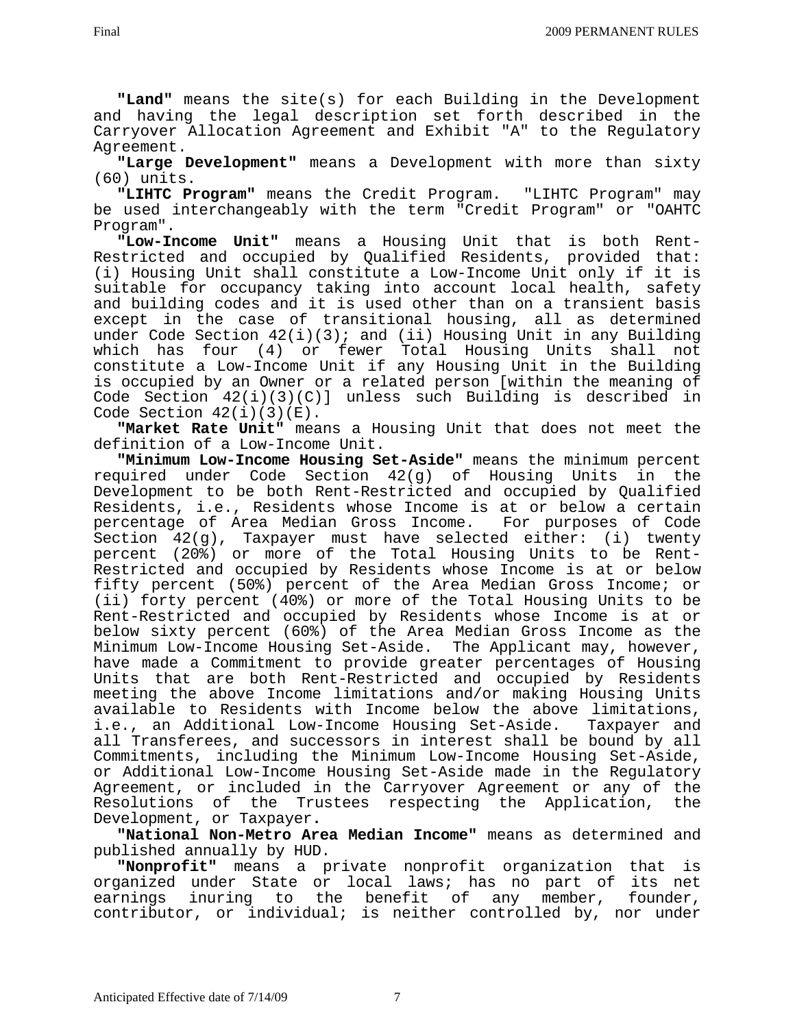**"Land"** means the site(s) for each Building in the Development and having the legal description set forth described in the Carryover Allocation Agreement and Exhibit "A" to the Regulatory Agreement.

**"Large Development"** means a Development with more than sixty (60) units.

**"LIHTC Program"** means the Credit Program. "LIHTC Program" may be used interchangeably with the term "Credit Program" or "OAHTC Program".

**"Low-Income Unit"** means a Housing Unit that is both Rent-Restricted and occupied by Qualified Residents, provided that: (i) Housing Unit shall constitute a Low-Income Unit only if it is suitable for occupancy taking into account local health, safety and building codes and it is used other than on a transient basis except in the case of transitional housing, all as determined under Code Section 42(i)(3); and (ii) Housing Unit in any Building which has four (4) or fewer Total Housing Units shall not constitute a Low-Income Unit if any Housing Unit in the Building is occupied by an Owner or a related person [within the meaning of Code Section 42(i)(3)(C)] unless such Building is described in Code Section 42(i)(3)(E).

**"Market Rate Unit"** means a Housing Unit that does not meet the definition of a Low-Income Unit.

**"Minimum Low-Income Housing Set-Aside"** means the minimum percent required under Code Section 42(g) of Housing Units in the Development to be both Rent-Restricted and occupied by Qualified Residents, i.e., Residents whose Income is at or below a certain percentage of Area Median Gross Income. For purposes of Code Section 42(g), Taxpayer must have selected either: (i) twenty percent (20%) or more of the Total Housing Units to be Rent-Restricted and occupied by Residents whose Income is at or below fifty percent (50%) percent of the Area Median Gross Income; or (ii) forty percent (40%) or more of the Total Housing Units to be Rent-Restricted and occupied by Residents whose Income is at or below sixty percent (60%) of the Area Median Gross Income as the Minimum Low-Income Housing Set-Aside. The Applicant may, however, have made a Commitment to provide greater percentages of Housing Units that are both Rent-Restricted and occupied by Residents meeting the above Income limitations and/or making Housing Units available to Residents with Income below the above limitations, i.e., an Additional Low-Income Housing Set-Aside. Taxpayer and all Transferees, and successors in interest shall be bound by all Commitments, including the Minimum Low-Income Housing Set-Aside, or Additional Low-Income Housing Set-Aside made in the Regulatory Agreement, or included in the Carryover Agreement or any of the Resolutions of the Trustees respecting the Application, the Development, or Taxpayer.

**"National Non-Metro Area Median Income"** means as determined and published annually by HUD.

**"Nonprofit"** means a private nonprofit organization that is organized under State or local laws; has no part of its net earnings inuring to the benefit of any member, founder, contributor, or individual; is neither controlled by, nor under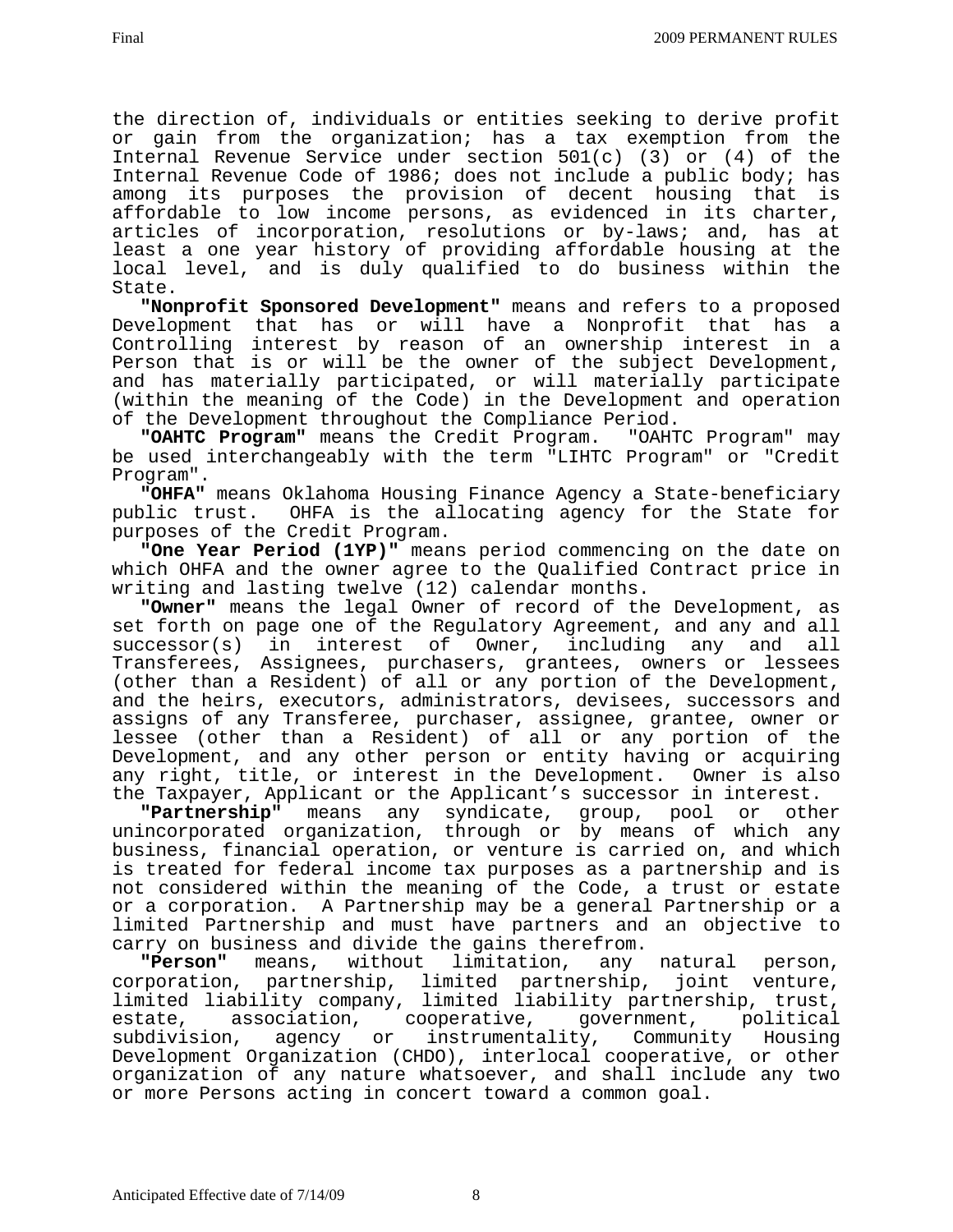the direction of, individuals or entities seeking to derive profit or gain from the organization; has a tax exemption from the Internal Revenue Service under section 501(c) (3) or (4) of the Internal Revenue Code of 1986; does not include a public body; has among its purposes the provision of decent housing that is affordable to low income persons, as evidenced in its charter, articles of incorporation, resolutions or by-laws; and, has at least a one year history of providing affordable housing at the local level, and is duly qualified to do business within the State.

**"Nonprofit Sponsored Development"** means and refers to a proposed Development that has or will have a Nonprofit that has a Controlling interest by reason of an ownership interest in a Person that is or will be the owner of the subject Development, and has materially participated, or will materially participate (within the meaning of the Code) in the Development and operation of the Development throughout the Compliance Period.

**"OAHTC Program"** means the Credit Program. "OAHTC Program" may be used interchangeably with the term "LIHTC Program" or "Credit Program".

**"OHFA"** means Oklahoma Housing Finance Agency a State-beneficiary public trust. OHFA is the allocating agency for the State for purposes of the Credit Program.

**"One Year Period (1YP)"** means period commencing on the date on which OHFA and the owner agree to the Qualified Contract price in writing and lasting twelve (12) calendar months.

**"Owner"** means the legal Owner of record of the Development, as set forth on page one of the Regulatory Agreement, and any and all successor(s) in interest of Owner, including any and all Transferees, Assignees, purchasers, grantees, owners or lessees (other than a Resident) of all or any portion of the Development, and the heirs, executors, administrators, devisees, successors and assigns of any Transferee, purchaser, assignee, grantee, owner or lessee (other than a Resident) of all or any portion of the Development, and any other person or entity having or acquiring any right, title, or interest in the Development. Owner is also the Taxpayer, Applicant or the Applicant's successor in interest.

**"Partnership"** means any syndicate, group, pool or other unincorporated organization, through or by means of which any business, financial operation, or venture is carried on, and which is treated for federal income tax purposes as a partnership and is not considered within the meaning of the Code, a trust or estate or a corporation. A Partnership may be a general Partnership or a limited Partnership and must have partners and an objective to carry on business and divide the gains therefrom.

**"Person"** means, without limitation, any natural person, corporation, partnership, limited partnership, joint venture, limited liability company, limited liability partnership, trust, estate, association, cooperative, government, political subdivision, agency or instrumentality, Community Housing Development Organization (CHDO), interlocal cooperative, or other organization of any nature whatsoever, and shall include any two or more Persons acting in concert toward a common goal.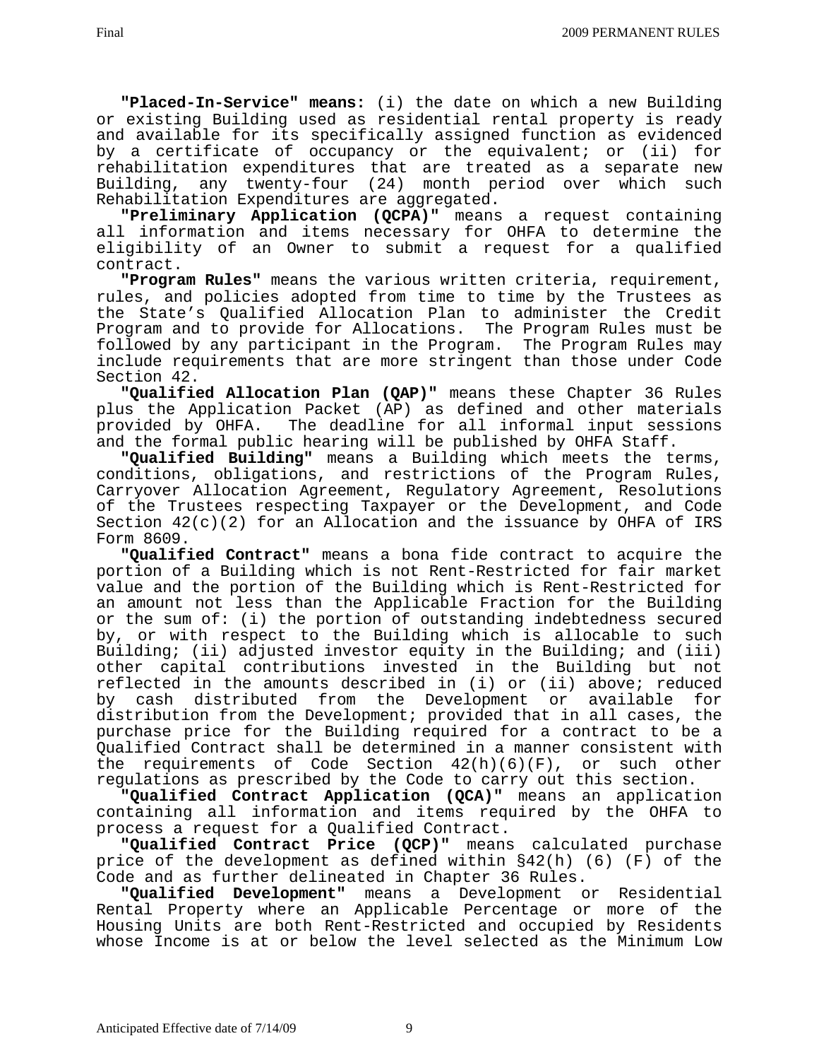**"Placed-In-Service" means:** (i) the date on which a new Building or existing Building used as residential rental property is ready and available for its specifically assigned function as evidenced by a certificate of occupancy or the equivalent; or (ii) for rehabilitation expenditures that are treated as a separate new Building, any twenty-four (24) month period over which such Rehabilitation Expenditures are aggregated.

**"Preliminary Application (QCPA)"** means a request containing all information and items necessary for OHFA to determine the eligibility of an Owner to submit a request for a qualified contract.

**"Program Rules"** means the various written criteria, requirement, rules, and policies adopted from time to time by the Trustees as the State's Qualified Allocation Plan to administer the Credit Program and to provide for Allocations. The Program Rules must be followed by any participant in the Program. The Program Rules may include requirements that are more stringent than those under Code Section 42.

**"Qualified Allocation Plan (QAP)"** means these Chapter 36 Rules plus the Application Packet (AP) as defined and other materials provided by OHFA. The deadline for all informal input sessions and the formal public hearing will be published by OHFA Staff.

**"Qualified Building"** means a Building which meets the terms, conditions, obligations, and restrictions of the Program Rules, Carryover Allocation Agreement, Regulatory Agreement, Resolutions of the Trustees respecting Taxpayer or the Development, and Code Section 42(c)(2) for an Allocation and the issuance by OHFA of IRS Form 8609.

**"Qualified Contract"** means a bona fide contract to acquire the portion of a Building which is not Rent-Restricted for fair market value and the portion of the Building which is Rent-Restricted for an amount not less than the Applicable Fraction for the Building or the sum of: (i) the portion of outstanding indebtedness secured by, or with respect to the Building which is allocable to such Building; (ii) adjusted investor equity in the Building; and (iii) other capital contributions invested in the Building but not reflected in the amounts described in (i) or (ii) above; reduced by cash distributed from the Development or available for distribution from the Development; provided that in all cases, the purchase price for the Building required for a contract to be a Qualified Contract shall be determined in a manner consistent with the requirements of Code Section 42(h)(6)(F), or such other regulations as prescribed by the Code to carry out this section.

**"Qualified Contract Application (QCA)"** means an application containing all information and items required by the OHFA to process a request for a Qualified Contract.

**"Qualified Contract Price (QCP)"** means calculated purchase price of the development as defined within §42(h) (6) (F) of the Code and as further delineated in Chapter 36 Rules.

**"Qualified Development"** means a Development or Residential Rental Property where an Applicable Percentage or more of the Housing Units are both Rent-Restricted and occupied by Residents whose Income is at or below the level selected as the Minimum Low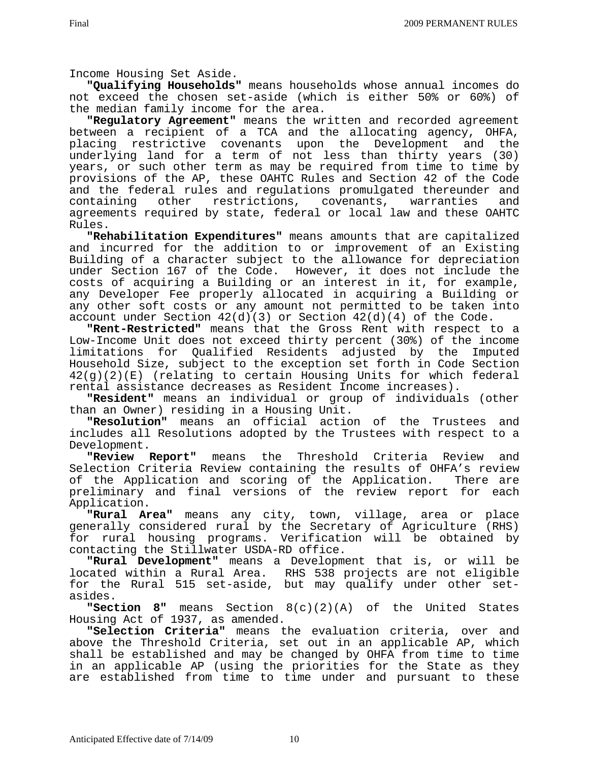Income Housing Set Aside.

**"Qualifying Households"** means households whose annual incomes do not exceed the chosen set-aside (which is either 50% or 60%) of the median family income for the area.

**"Regulatory Agreement"** means the written and recorded agreement between a recipient of a TCA and the allocating agency, OHFA, placing restrictive covenants upon the Development and the underlying land for a term of not less than thirty years (30) years, or such other term as may be required from time to time by provisions of the AP, these OAHTC Rules and Section 42 of the Code and the federal rules and regulations promulgated thereunder and containing other restrictions, covenants, warranties and agreements required by state, federal or local law and these OAHTC Rules.

**"Rehabilitation Expenditures"** means amounts that are capitalized and incurred for the addition to or improvement of an Existing Building of a character subject to the allowance for depreciation under Section 167 of the Code. However, it does not include the costs of acquiring a Building or an interest in it, for example, any Developer Fee properly allocated in acquiring a Building or any other soft costs or any amount not permitted to be taken into account under Section 42(d)(3) or Section 42(d)(4) of the Code.

**"Rent-Restricted"** means that the Gross Rent with respect to a Low-Income Unit does not exceed thirty percent (30%) of the income limitations for Qualified Residents adjusted by the Imputed Household Size, subject to the exception set forth in Code Section 42(g)(2)(E) (relating to certain Housing Units for which federal rental assistance decreases as Resident Income increases).

**"Resident"** means an individual or group of individuals (other than an Owner) residing in a Housing Unit.

**"Resolution"** means an official action of the Trustees and includes all Resolutions adopted by the Trustees with respect to a Development.

**"Review Report"** means the Threshold Criteria Review and Selection Criteria Review containing the results of OHFA's review of the Application and scoring of the Application. There are preliminary and final versions of the review report for each Application.

**"Rural Area"** means any city, town, village, area or place generally considered rural by the Secretary of Agriculture (RHS) for rural housing programs. Verification will be obtained by contacting the Stillwater USDA-RD office.

**"Rural Development"** means a Development that is, or will be located within a Rural Area. RHS 538 projects are not eligible for the Rural 515 set-aside, but may qualify under other set-asides.

**"Section 8"** means Section 8(c)(2)(A) of the United States Housing Act of 1937, as amended.

**"Selection Criteria"** means the evaluation criteria, over and above the Threshold Criteria, set out in an applicable AP, which shall be established and may be changed by OHFA from time to time in an applicable AP (using the priorities for the State as they are established from time to time under and pursuant to these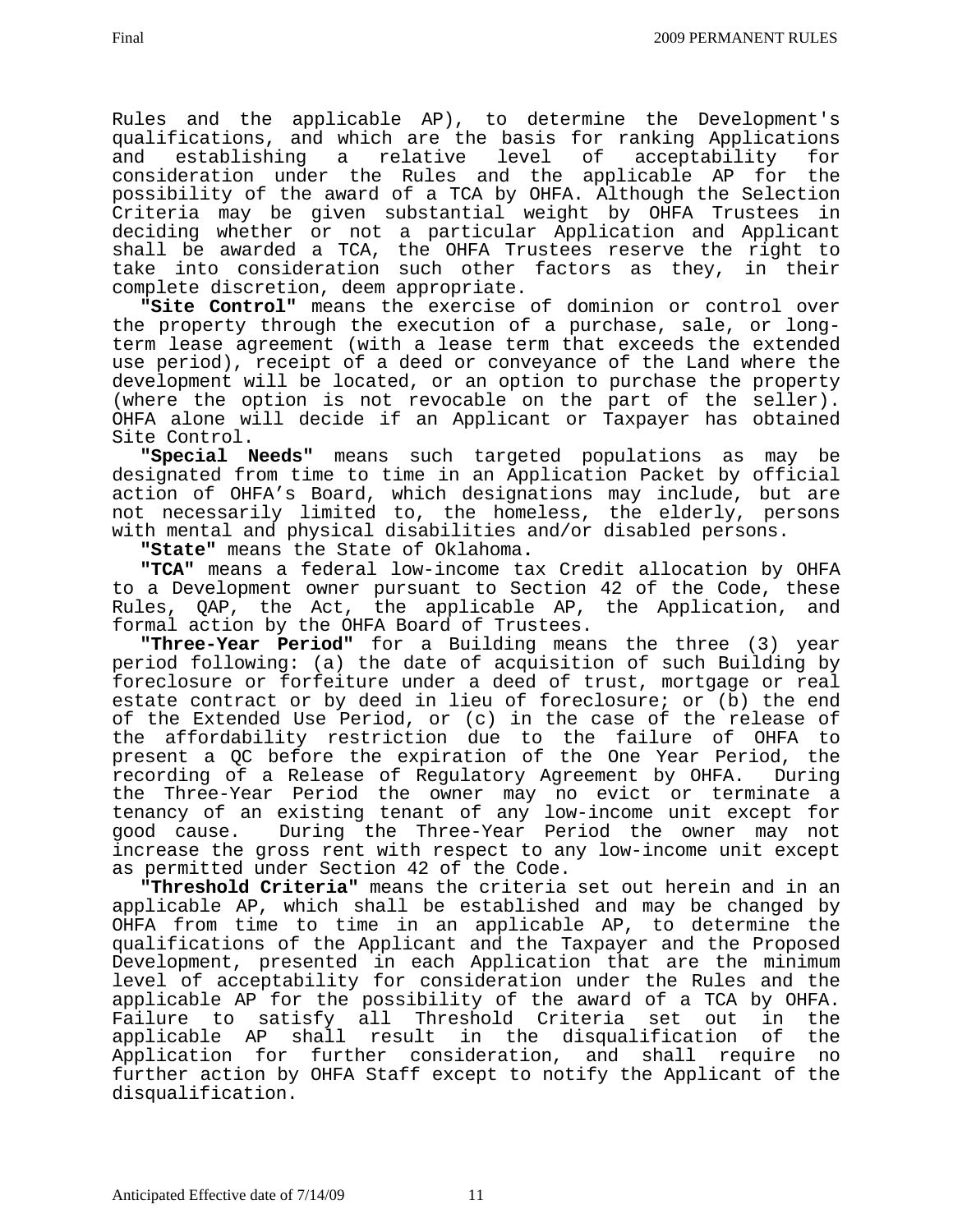Rules and the applicable AP), to determine the Development's qualifications, and which are the basis for ranking Applications and establishing a relative level of acceptability for consideration under the Rules and the applicable AP for the possibility of the award of a TCA by OHFA. Although the Selection Criteria may be given substantial weight by OHFA Trustees in deciding whether or not a particular Application and Applicant shall be awarded a TCA, the OHFA Trustees reserve the right to take into consideration such other factors as they, in their complete discretion, deem appropriate.

**"Site Control"** means the exercise of dominion or control over the property through the execution of a purchase, sale, or long-term lease agreement (with a lease term that exceeds the extended use period), receipt of a deed or conveyance of the Land where the development will be located, or an option to purchase the property (where the option is not revocable on the part of the seller). OHFA alone will decide if an Applicant or Taxpayer has obtained Site Control.

**"Special Needs"** means such targeted populations as may be designated from time to time in an Application Packet by official action of OHFA's Board, which designations may include, but are not necessarily limited to, the homeless, the elderly, persons with mental and physical disabilities and/or disabled persons.

**"State"** means the State of Oklahoma.

**"TCA"** means a federal low-income tax Credit allocation by OHFA to a Development owner pursuant to Section 42 of the Code, these Rules, QAP, the Act, the applicable AP, the Application, and formal action by the OHFA Board of Trustees.

**"Three-Year Period"** for a Building means the three (3) year period following: (a) the date of acquisition of such Building by foreclosure or forfeiture under a deed of trust, mortgage or real estate contract or by deed in lieu of foreclosure; or (b) the end of the Extended Use Period, or (c) in the case of the release of the affordability restriction due to the failure of OHFA to present a QC before the expiration of the One Year Period, the recording of a Release of Regulatory Agreement by OHFA. During the Three-Year Period the owner may no evict or terminate a tenancy of an existing tenant of any low-income unit except for good cause. During the Three-Year Period the owner may not increase the gross rent with respect to any low-income unit except as permitted under Section 42 of the Code.

**"Threshold Criteria"** means the criteria set out herein and in an applicable AP, which shall be established and may be changed by OHFA from time to time in an applicable AP, to determine the qualifications of the Applicant and the Taxpayer and the Proposed Development, presented in each Application that are the minimum level of acceptability for consideration under the Rules and the applicable AP for the possibility of the award of a TCA by OHFA. Failure to satisfy all Threshold Criteria set out in the applicable AP shall result in the disqualification of the Application for further consideration, and shall require no further action by OHFA Staff except to notify the Applicant of the disqualification.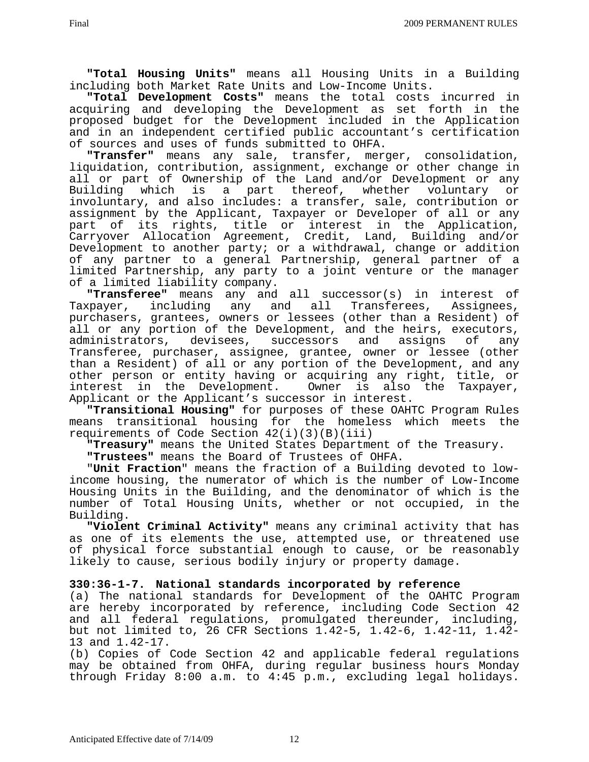**"Total Housing Units"** means all Housing Units in a Building including both Market Rate Units and Low-Income Units.

**"Total Development Costs"** means the total costs incurred in acquiring and developing the Development as set forth in the proposed budget for the Development included in the Application and in an independent certified public accountant's certification of sources and uses of funds submitted to OHFA.

**"Transfer"** means any sale, transfer, merger, consolidation, liquidation, contribution, assignment, exchange or other change in all or part of Ownership of the Land and/or Development or any Building which is a part thereof, whether voluntary or involuntary, and also includes: a transfer, sale, contribution or assignment by the Applicant, Taxpayer or Developer of all or any part of its rights, title or interest in the Application, Carryover Allocation Agreement, Credit, Land, Building and/or Development to another party; or a withdrawal, change or addition of any partner to a general Partnership, general partner of a limited Partnership, any party to a joint venture or the manager of a limited liability company.

**"Transferee"** means any and all successor(s) in interest of Taxpayer, including any and all Transferees, Assignees, purchasers, grantees, owners or lessees (other than a Resident) of all or any portion of the Development, and the heirs, executors, administrators, devisees, successors and assigns of any Transferee, purchaser, assignee, grantee, owner or lessee (other than a Resident) of all or any portion of the Development, and any other person or entity having or acquiring any right, title, or interest in the Development. Owner is also the Taxpayer, Applicant or the Applicant's successor in interest.

**"Transitional Housing"** for purposes of these OAHTC Program Rules means transitional housing for the homeless which meets the requirements of Code Section 42(i)(3)(B)(iii)

**"Treasury"** means the United States Department of the Treasury.

**"Trustees"** means the Board of Trustees of OHFA.

"**Unit Fraction**" means the fraction of a Building devoted to low-income housing, the numerator of which is the number of Low-Income Housing Units in the Building, and the denominator of which is the number of Total Housing Units, whether or not occupied, in the Building.

**"Violent Criminal Activity"** means any criminal activity that has as one of its elements the use, attempted use, or threatened use of physical force substantial enough to cause, or be reasonably likely to cause, serious bodily injury or property damage.

**330:36-1-7. National standards incorporated by reference**

(a) The national standards for Development of the OAHTC Program are hereby incorporated by reference, including Code Section 42 and all federal regulations, promulgated thereunder, including, but not limited to, 26 CFR Sections 1.42-5, 1.42-6, 1.42-11, 1.42-13 and 1.42-17.

(b) Copies of Code Section 42 and applicable federal regulations may be obtained from OHFA, during regular business hours Monday through Friday 8:00 a.m. to 4:45 p.m., excluding legal holidays.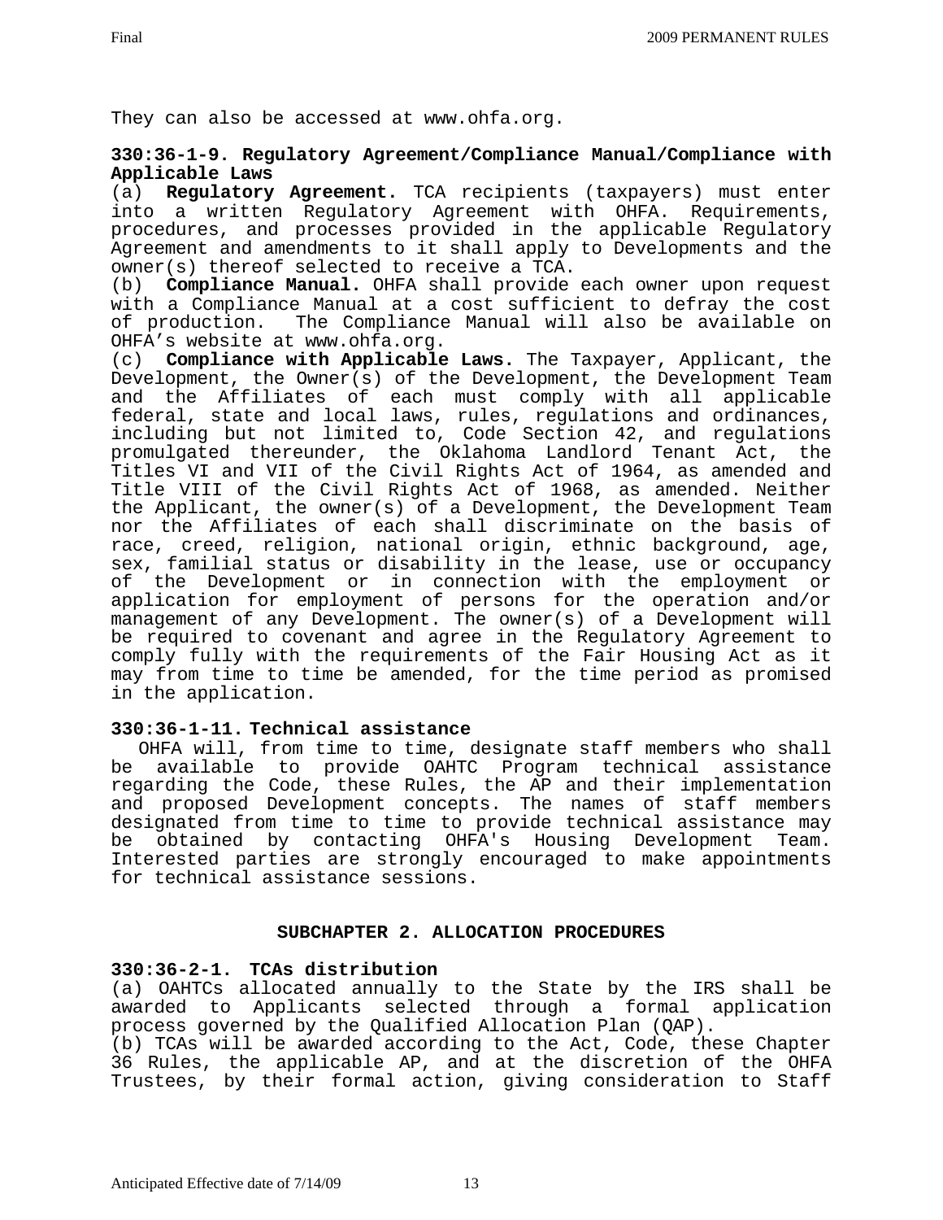They can also be accessed at www.ohfa.org.

**330:36-1-9. Regulatory Agreement/Compliance Manual/Compliance with Applicable Laws**

(a) **Regulatory Agreement.** TCA recipients (taxpayers) must enter into a written Regulatory Agreement with OHFA. Requirements, procedures, and processes provided in the applicable Regulatory Agreement and amendments to it shall apply to Developments and the owner(s) thereof selected to receive a TCA.

(b) **Compliance Manual.** OHFA shall provide each owner upon request with a Compliance Manual at a cost sufficient to defray the cost of production. The Compliance Manual will also be available on OHFA's website at www.ohfa.org.

(c) **Compliance with Applicable Laws.** The Taxpayer, Applicant, the Development, the Owner(s) of the Development, the Development Team and the Affiliates of each must comply with all applicable federal, state and local laws, rules, regulations and ordinances, including but not limited to, Code Section 42, and regulations promulgated thereunder, the Oklahoma Landlord Tenant Act, the Titles VI and VII of the Civil Rights Act of 1964, as amended and Title VIII of the Civil Rights Act of 1968, as amended. Neither the Applicant, the owner(s) of a Development, the Development Team nor the Affiliates of each shall discriminate on the basis of race, creed, religion, national origin, ethnic background, age, sex, familial status or disability in the lease, use or occupancy of the Development or in connection with the employment or application for employment of persons for the operation and/or management of any Development. The owner(s) of a Development will be required to covenant and agree in the Regulatory Agreement to comply fully with the requirements of the Fair Housing Act as it may from time to time be amended, for the time period as promised in the application.

**330:36-1-11. Technical assistance**

OHFA will, from time to time, designate staff members who shall be available to provide OAHTC Program technical assistance regarding the Code, these Rules, the AP and their implementation and proposed Development concepts. The names of staff members designated from time to time to provide technical assistance may be obtained by contacting OHFA's Housing Development Team. Interested parties are strongly encouraged to make appointments for technical assistance sessions.

## SUBCHAPTER 2. ALLOCATION PROCEDURES

**330:36-2-1. TCAs distribution**

(a) OAHTCs allocated annually to the State by the IRS shall be awarded to Applicants selected through a formal application process governed by the Qualified Allocation Plan (QAP).

(b) TCAs will be awarded according to the Act, Code, these Chapter 36 Rules, the applicable AP, and at the discretion of the OHFA Trustees, by their formal action, giving consideration to Staff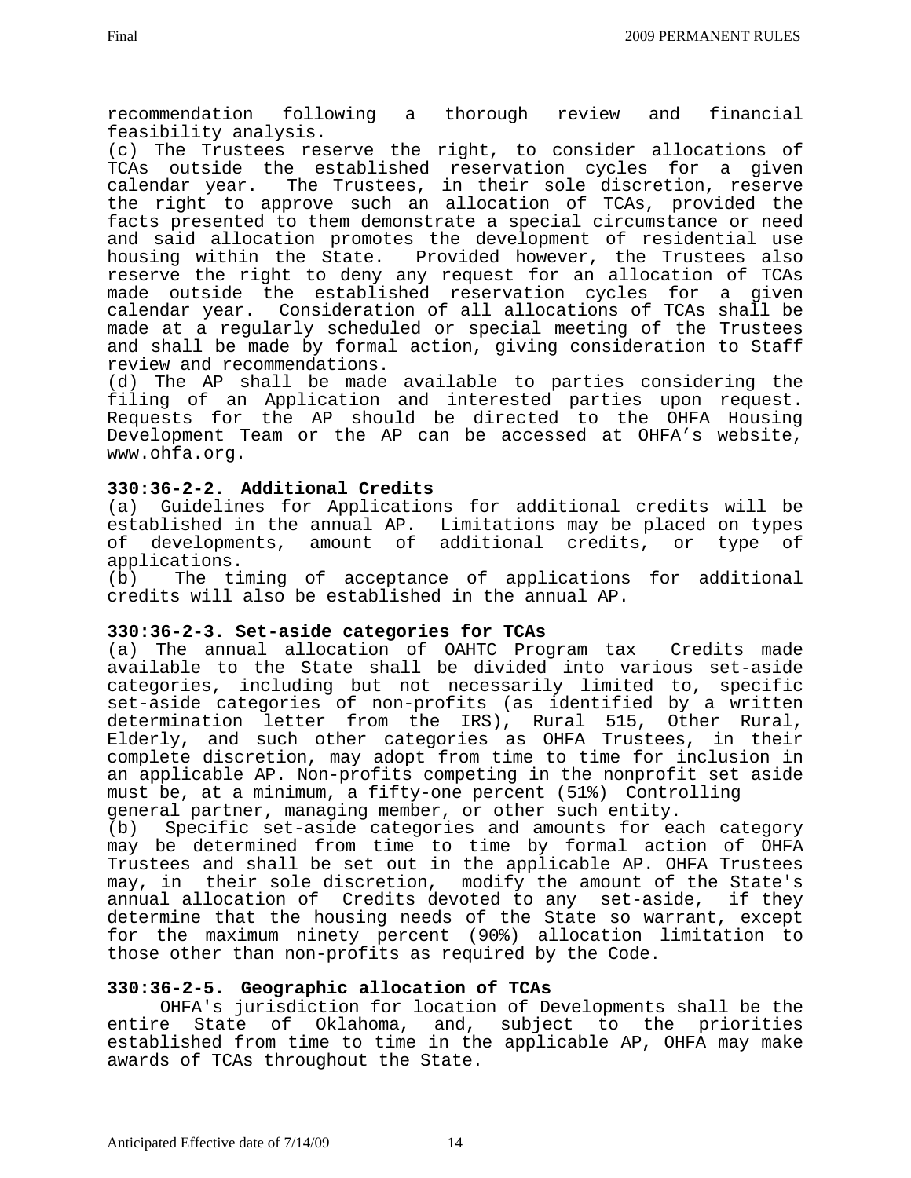recommendation following a thorough review and financial feasibility analysis.

(c) The Trustees reserve the right, to consider allocations of TCAs outside the established reservation cycles for a given calendar year. The Trustees, in their sole discretion, reserve the right to approve such an allocation of TCAs, provided the facts presented to them demonstrate a special circumstance or need and said allocation promotes the development of residential use housing within the State. Provided however, the Trustees also reserve the right to deny any request for an allocation of TCAs made outside the established reservation cycles for a given calendar year. Consideration of all allocations of TCAs shall be made at a regularly scheduled or special meeting of the Trustees and shall be made by formal action, giving consideration to Staff review and recommendations.

(d) The AP shall be made available to parties considering the filing of an Application and interested parties upon request. Requests for the AP should be directed to the OHFA Housing Development Team or the AP can be accessed at OHFA's website, www.ohfa.org.

**330:36-2-2. Additional Credits**

(a) Guidelines for Applications for additional credits will be established in the annual AP. Limitations may be placed on types of developments, amount of additional credits, or type of applications.

(b) The timing of acceptance of applications for additional credits will also be established in the annual AP.

**330:36-2-3. Set-aside categories for TCAs**

(a) The annual allocation of OAHTC Program tax Credits made available to the State shall be divided into various set-aside categories, including but not necessarily limited to, specific set-aside categories of non-profits (as identified by a written determination letter from the IRS), Rural 515, Other Rural, Elderly, and such other categories as OHFA Trustees, in their complete discretion, may adopt from time to time for inclusion in an applicable AP. Non-profits competing in the nonprofit set aside must be, at a minimum, a fifty-one percent (51%) Controlling general partner, managing member, or other such entity.

(b) Specific set-aside categories and amounts for each category may be determined from time to time by formal action of OHFA Trustees and shall be set out in the applicable AP. OHFA Trustees may, in their sole discretion, modify the amount of the State's annual allocation of Credits devoted to any set-aside, if they determine that the housing needs of the State so warrant, except for the maximum ninety percent (90%) allocation limitation to those other than non-profits as required by the Code.

**330:36-2-5. Geographic allocation of TCAs**

OHFA's jurisdiction for location of Developments shall be the entire State of Oklahoma, and, subject to the priorities established from time to time in the applicable AP, OHFA may make awards of TCAs throughout the State.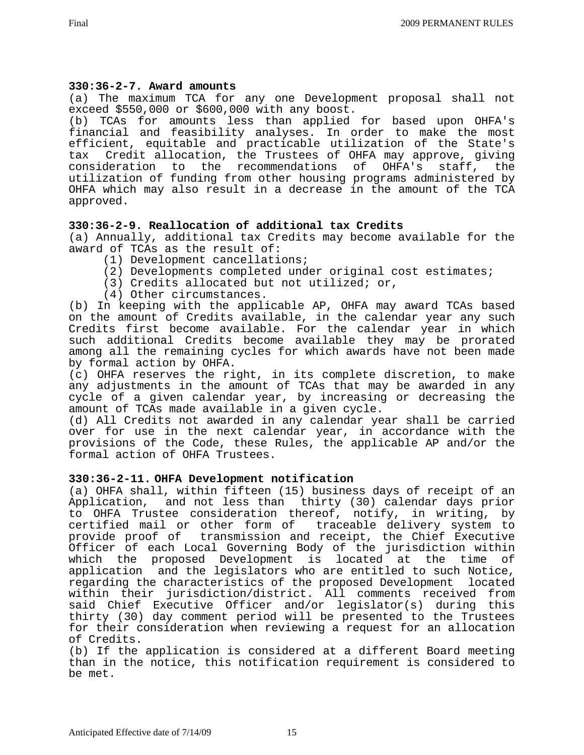**330:36-2-7. Award amounts**

(a) The maximum TCA for any one Development proposal shall not exceed $550,000 or $600,000 with any boost.

(b) TCAs for amounts less than applied for based upon OHFA's financial and feasibility analyses. In order to make the most efficient, equitable and practicable utilization of the State's tax Credit allocation, the Trustees of OHFA may approve, giving consideration to the recommendations of OHFA's staff, the utilization of funding from other housing programs administered by OHFA which may also result in a decrease in the amount of the TCA approved.

**330:36-2-9. Reallocation of additional tax Credits**

(a) Annually, additional tax Credits may become available for the award of TCAs as the result of:

(1) Development cancellations;

(2) Developments completed under original cost estimates;

(3) Credits allocated but not utilized; or,

(4) Other circumstances.

(b) In keeping with the applicable AP, OHFA may award TCAs based on the amount of Credits available, in the calendar year any such Credits first become available. For the calendar year in which such additional Credits become available they may be prorated among all the remaining cycles for which awards have not been made by formal action by OHFA.

(c) OHFA reserves the right, in its complete discretion, to make any adjustments in the amount of TCAs that may be awarded in any cycle of a given calendar year, by increasing or decreasing the amount of TCAs made available in a given cycle.

(d) All Credits not awarded in any calendar year shall be carried over for use in the next calendar year, in accordance with the provisions of the Code, these Rules, the applicable AP and/or the formal action of OHFA Trustees.

**330:36-2-11. OHFA Development notification**

(a) OHFA shall, within fifteen (15) business days of receipt of an Application, and not less than thirty (30) calendar days prior to OHFA Trustee consideration thereof, notify, in writing, by certified mail or other form of traceable delivery system to provide proof of transmission and receipt, the Chief Executive Officer of each Local Governing Body of the jurisdiction within which the proposed Development is located at the time of application and the legislators who are entitled to such Notice, regarding the characteristics of the proposed Development located within their jurisdiction/district. All comments received from said Chief Executive Officer and/or legislator(s) during this thirty (30) day comment period will be presented to the Trustees for their consideration when reviewing a request for an allocation of Credits.

(b) If the application is considered at a different Board meeting than in the notice, this notification requirement is considered to be met.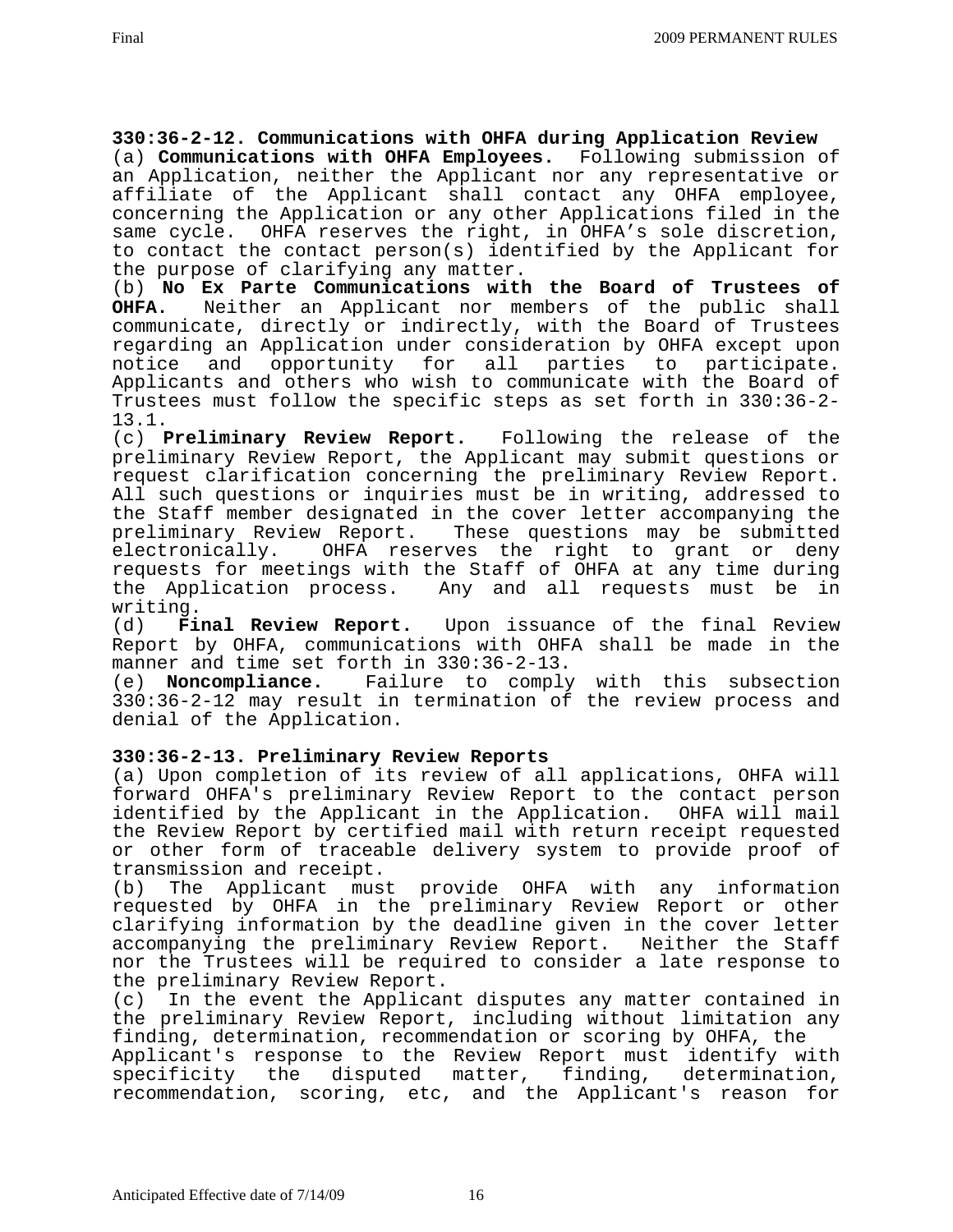**330:36-2-12. Communications with OHFA during Application Review**

(a) **Communications with OHFA Employees.** Following submission of an Application, neither the Applicant nor any representative or affiliate of the Applicant shall contact any OHFA employee, concerning the Application or any other Applications filed in the same cycle. OHFA reserves the right, in OHFA's sole discretion, to contact the contact person(s) identified by the Applicant for the purpose of clarifying any matter.

(b) **No Ex Parte Communications with the Board of Trustees of OHFA.** Neither an Applicant nor members of the public shall communicate, directly or indirectly, with the Board of Trustees regarding an Application under consideration by OHFA except upon notice and opportunity for all parties to participate. Applicants and others who wish to communicate with the Board of Trustees must follow the specific steps as set forth in 330:36-2-13.1.

(c) **Preliminary Review Report.** Following the release of the preliminary Review Report, the Applicant may submit questions or request clarification concerning the preliminary Review Report. All such questions or inquiries must be in writing, addressed to the Staff member designated in the cover letter accompanying the preliminary Review Report. These questions may be submitted electronically. OHFA reserves the right to grant or deny requests for meetings with the Staff of OHFA at any time during the Application process. Any and all requests must be in writing.

(d) **Final Review Report.** Upon issuance of the final Review Report by OHFA, communications with OHFA shall be made in the manner and time set forth in 330:36-2-13.

(e) **Noncompliance.** Failure to comply with this subsection 330:36-2-12 may result in termination of the review process and denial of the Application.

**330:36-2-13. Preliminary Review Reports**

(a) Upon completion of its review of all applications, OHFA will forward OHFA's preliminary Review Report to the contact person identified by the Applicant in the Application. OHFA will mail the Review Report by certified mail with return receipt requested or other form of traceable delivery system to provide proof of transmission and receipt.

(b) The Applicant must provide OHFA with any information requested by OHFA in the preliminary Review Report or other clarifying information by the deadline given in the cover letter accompanying the preliminary Review Report. Neither the Staff nor the Trustees will be required to consider a late response to the preliminary Review Report.

(c) In the event the Applicant disputes any matter contained in the preliminary Review Report, including without limitation any finding, determination, recommendation or scoring by OHFA, the Applicant's response to the Review Report must identify with specificity the disputed matter, finding, determination, recommendation, scoring, etc, and the Applicant's reason for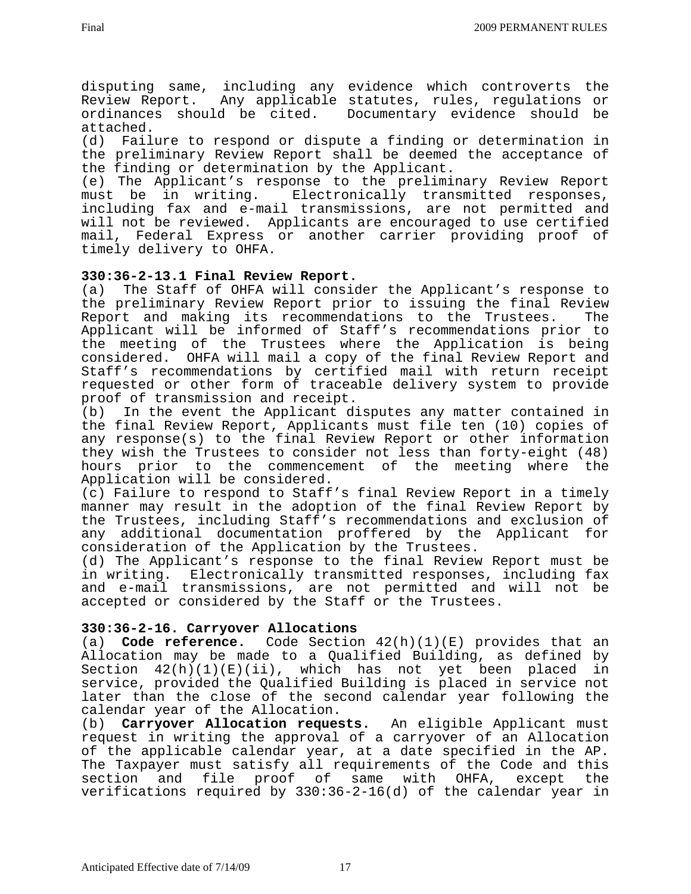disputing same, including any evidence which controverts the Review Report. Any applicable statutes, rules, regulations or ordinances should be cited. Documentary evidence should be attached.

(d) Failure to respond or dispute a finding or determination in the preliminary Review Report shall be deemed the acceptance of the finding or determination by the Applicant.

(e) The Applicant’s response to the preliminary Review Report must be in writing. Electronically transmitted responses, including fax and e-mail transmissions, are not permitted and will not be reviewed. Applicants are encouraged to use certified mail, Federal Express or another carrier providing proof of timely delivery to OHFA.

**330:36-2-13.1 Final Review Report.**

(a) The Staff of OHFA will consider the Applicant’s response to the preliminary Review Report prior to issuing the final Review Report and making its recommendations to the Trustees. The Applicant will be informed of Staff’s recommendations prior to the meeting of the Trustees where the Application is being considered. OHFA will mail a copy of the final Review Report and Staff’s recommendations by certified mail with return receipt requested or other form of traceable delivery system to provide proof of transmission and receipt.

(b) In the event the Applicant disputes any matter contained in the final Review Report, Applicants must file ten (10) copies of any response(s) to the final Review Report or other information they wish the Trustees to consider not less than forty-eight (48) hours prior to the commencement of the meeting where the Application will be considered.

(c) Failure to respond to Staff’s final Review Report in a timely manner may result in the adoption of the final Review Report by the Trustees, including Staff’s recommendations and exclusion of any additional documentation proffered by the Applicant for consideration of the Application by the Trustees.

(d) The Applicant’s response to the final Review Report must be in writing. Electronically transmitted responses, including fax and e-mail transmissions, are not permitted and will not be accepted or considered by the Staff or the Trustees.

**330:36-2-16. Carryover Allocations**

(a) **Code reference.** Code Section 42(h)(1)(E) provides that an Allocation may be made to a Qualified Building, as defined by Section 42(h)(1)(E)(ii), which has not yet been placed in service, provided the Qualified Building is placed in service not later than the close of the second calendar year following the calendar year of the Allocation.

(b) **Carryover Allocation requests.** An eligible Applicant must request in writing the approval of a carryover of an Allocation of the applicable calendar year, at a date specified in the AP. The Taxpayer must satisfy all requirements of the Code and this section and file proof of same with OHFA, except the verifications required by 330:36-2-16(d) of the calendar year in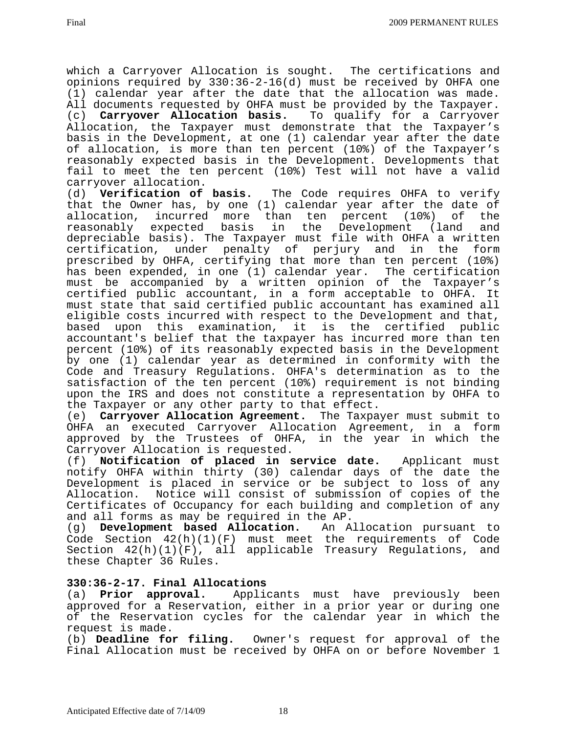which a Carryover Allocation is sought. The certifications and opinions required by 330:36-2-16(d) must be received by OHFA one (1) calendar year after the date that the allocation was made. All documents requested by OHFA must be provided by the Taxpayer.

(c) **Carryover Allocation basis.** To qualify for a Carryover Allocation, the Taxpayer must demonstrate that the Taxpayer's basis in the Development, at one (1) calendar year after the date of allocation, is more than ten percent (10%) of the Taxpayer's reasonably expected basis in the Development. Developments that fail to meet the ten percent (10%) Test will not have a valid carryover allocation.

(d) **Verification of basis.** The Code requires OHFA to verify that the Owner has, by one (1) calendar year after the date of allocation, incurred more than ten percent (10%) of the reasonably expected basis in the Development (land and depreciable basis). The Taxpayer must file with OHFA a written certification, under penalty of perjury and in the form prescribed by OHFA, certifying that more than ten percent (10%) has been expended, in one (1) calendar year. The certification must be accompanied by a written opinion of the Taxpayer's certified public accountant, in a form acceptable to OHFA. It must state that said certified public accountant has examined all eligible costs incurred with respect to the Development and that, based upon this examination, it is the certified public accountant's belief that the taxpayer has incurred more than ten percent (10%) of its reasonably expected basis in the Development by one (1) calendar year as determined in conformity with the Code and Treasury Regulations. OHFA's determination as to the satisfaction of the ten percent (10%) requirement is not binding upon the IRS and does not constitute a representation by OHFA to the Taxpayer or any other party to that effect.

(e) **Carryover Allocation Agreement.** The Taxpayer must submit to OHFA an executed Carryover Allocation Agreement, in a form approved by the Trustees of OHFA, in the year in which the Carryover Allocation is requested.

(f) **Notification of placed in service date.** Applicant must notify OHFA within thirty (30) calendar days of the date the Development is placed in service or be subject to loss of any Allocation. Notice will consist of submission of copies of the Certificates of Occupancy for each building and completion of any and all forms as may be required in the AP.

(g) **Development based Allocation.** An Allocation pursuant to Code Section 42(h)(1)(F) must meet the requirements of Code Section 42(h)(1)(F), all applicable Treasury Regulations, and these Chapter 36 Rules.

**330:36-2-17. Final Allocations**

(a) **Prior approval.** Applicants must have previously been approved for a Reservation, either in a prior year or during one of the Reservation cycles for the calendar year in which the request is made.

(b) **Deadline for filing.** Owner's request for approval of the Final Allocation must be received by OHFA on or before November 1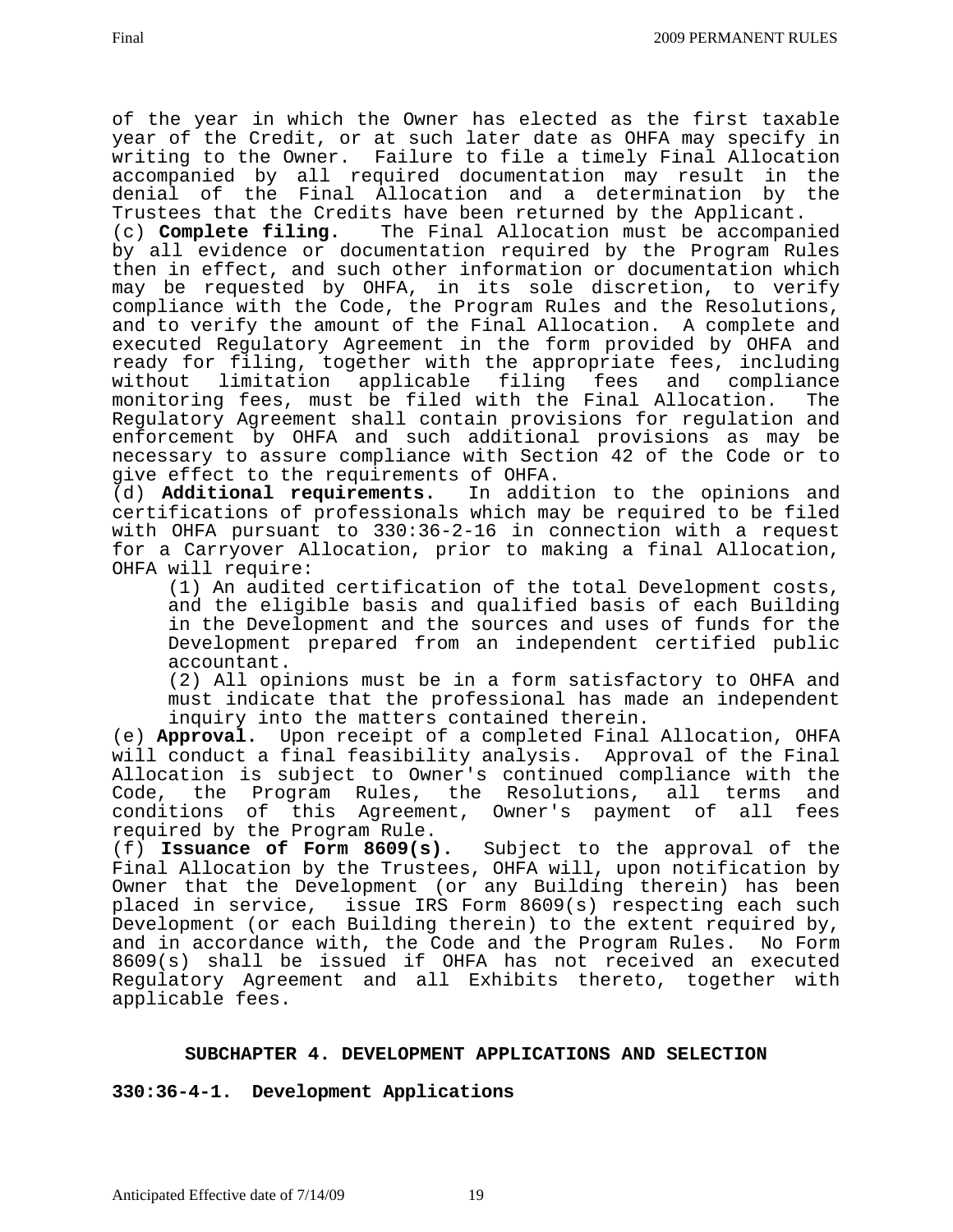of the year in which the Owner has elected as the first taxable year of the Credit, or at such later date as OHFA may specify in writing to the Owner. Failure to file a timely Final Allocation accompanied by all required documentation may result in the denial of the Final Allocation and a determination by the Trustees that the Credits have been returned by the Applicant.

(c) **Complete filing.** The Final Allocation must be accompanied by all evidence or documentation required by the Program Rules then in effect, and such other information or documentation which may be requested by OHFA, in its sole discretion, to verify compliance with the Code, the Program Rules and the Resolutions, and to verify the amount of the Final Allocation. A complete and executed Regulatory Agreement in the form provided by OHFA and ready for filing, together with the appropriate fees, including without limitation applicable filing fees and compliance monitoring fees, must be filed with the Final Allocation. The Regulatory Agreement shall contain provisions for regulation and enforcement by OHFA and such additional provisions as may be necessary to assure compliance with Section 42 of the Code or to give effect to the requirements of OHFA.

(d) **Additional requirements.** In addition to the opinions and certifications of professionals which may be required to be filed with OHFA pursuant to 330:36-2-16 in connection with a request for a Carryover Allocation, prior to making a final Allocation, OHFA will require:

(1) An audited certification of the total Development costs, and the eligible basis and qualified basis of each Building in the Development and the sources and uses of funds for the Development prepared from an independent certified public accountant.

(2) All opinions must be in a form satisfactory to OHFA and must indicate that the professional has made an independent inquiry into the matters contained therein.

(e) **Approval.** Upon receipt of a completed Final Allocation, OHFA will conduct a final feasibility analysis. Approval of the Final Allocation is subject to Owner's continued compliance with the Code, the Program Rules, the Resolutions, all terms and conditions of this Agreement, Owner's payment of all fees required by the Program Rule.

(f) **Issuance of Form 8609(s).** Subject to the approval of the Final Allocation by the Trustees, OHFA will, upon notification by Owner that the Development (or any Building therein) has been placed in service, issue IRS Form 8609(s) respecting each such Development (or each Building therein) to the extent required by, and in accordance with, the Code and the Program Rules. No Form 8609(s) shall be issued if OHFA has not received an executed Regulatory Agreement and all Exhibits thereto, together with applicable fees.

## SUBCHAPTER 4. DEVELOPMENT APPLICATIONS AND SELECTION

### 330:36-4-1. Development Applications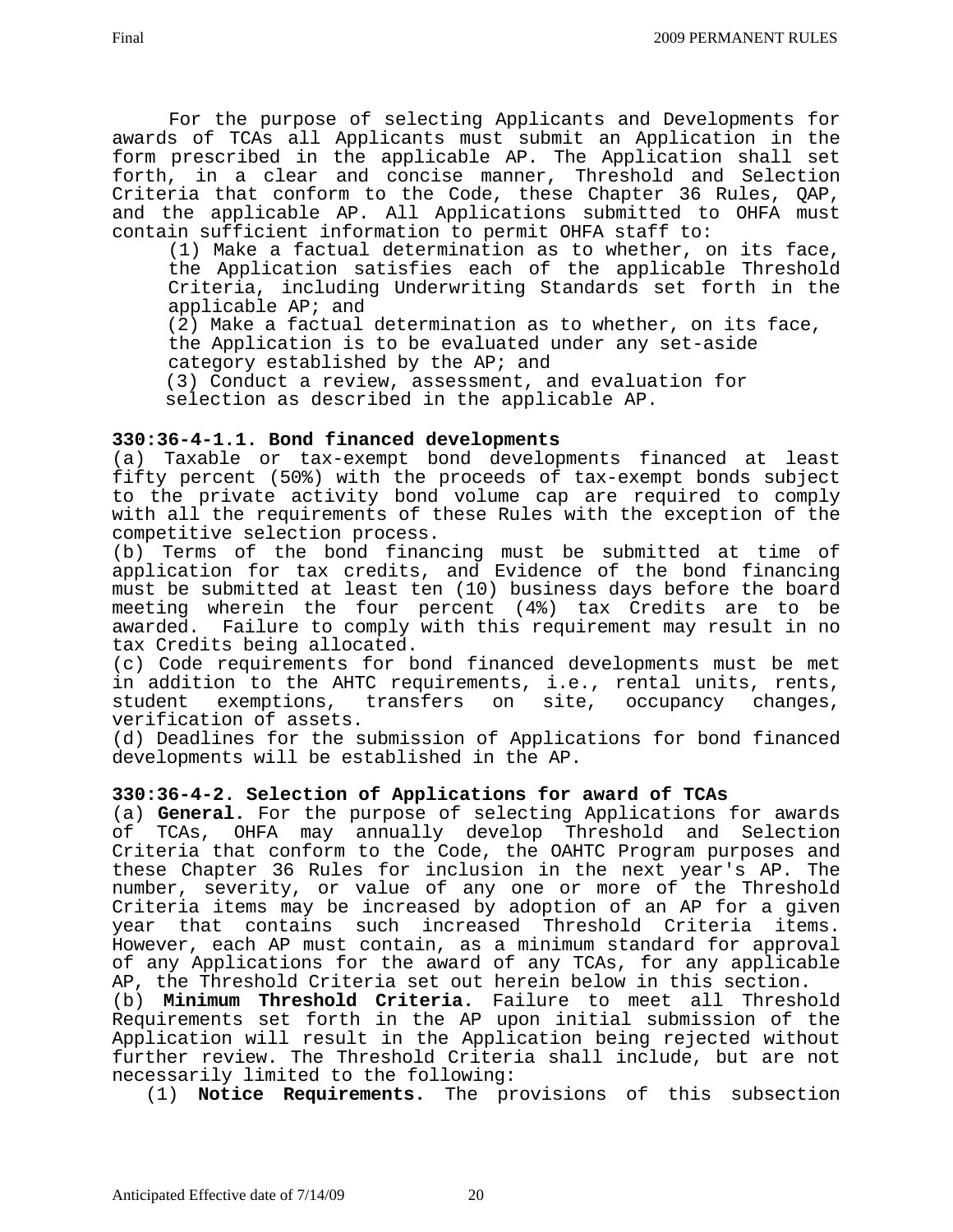For the purpose of selecting Applicants and Developments for awards of TCAs all Applicants must submit an Application in the form prescribed in the applicable AP. The Application shall set forth, in a clear and concise manner, Threshold and Selection Criteria that conform to the Code, these Chapter 36 Rules, QAP, and the applicable AP. All Applications submitted to OHFA must contain sufficient information to permit OHFA staff to:

(1) Make a factual determination as to whether, on its face, the Application satisfies each of the applicable Threshold Criteria, including Underwriting Standards set forth in the applicable AP; and

(2) Make a factual determination as to whether, on its face, the Application is to be evaluated under any set-aside category established by the AP; and

(3) Conduct a review, assessment, and evaluation for selection as described in the applicable AP.

**330:36-4-1.1. Bond financed developments**

(a) Taxable or tax-exempt bond developments financed at least fifty percent (50%) with the proceeds of tax-exempt bonds subject to the private activity bond volume cap are required to comply with all the requirements of these Rules with the exception of the competitive selection process.

(b) Terms of the bond financing must be submitted at time of application for tax credits, and Evidence of the bond financing must be submitted at least ten (10) business days before the board meeting wherein the four percent (4%) tax Credits are to be awarded. Failure to comply with this requirement may result in no tax Credits being allocated.

(c) Code requirements for bond financed developments must be met in addition to the AHTC requirements, i.e., rental units, rents, student exemptions, transfers on site, occupancy changes, verification of assets.

(d) Deadlines for the submission of Applications for bond financed developments will be established in the AP.

**330:36-4-2. Selection of Applications for award of TCAs**

(a) **General.** For the purpose of selecting Applications for awards of TCAs, OHFA may annually develop Threshold and Selection Criteria that conform to the Code, the OAHTC Program purposes and these Chapter 36 Rules for inclusion in the next year's AP. The number, severity, or value of any one or more of the Threshold Criteria items may be increased by adoption of an AP for a given year that contains such increased Threshold Criteria items. However, each AP must contain, as a minimum standard for approval of any Applications for the award of any TCAs, for any applicable AP, the Threshold Criteria set out herein below in this section.

(b) **Minimum Threshold Criteria.** Failure to meet all Threshold Requirements set forth in the AP upon initial submission of the Application will result in the Application being rejected without further review. The Threshold Criteria shall include, but are not necessarily limited to the following:

(1) **Notice Requirements.** The provisions of this subsection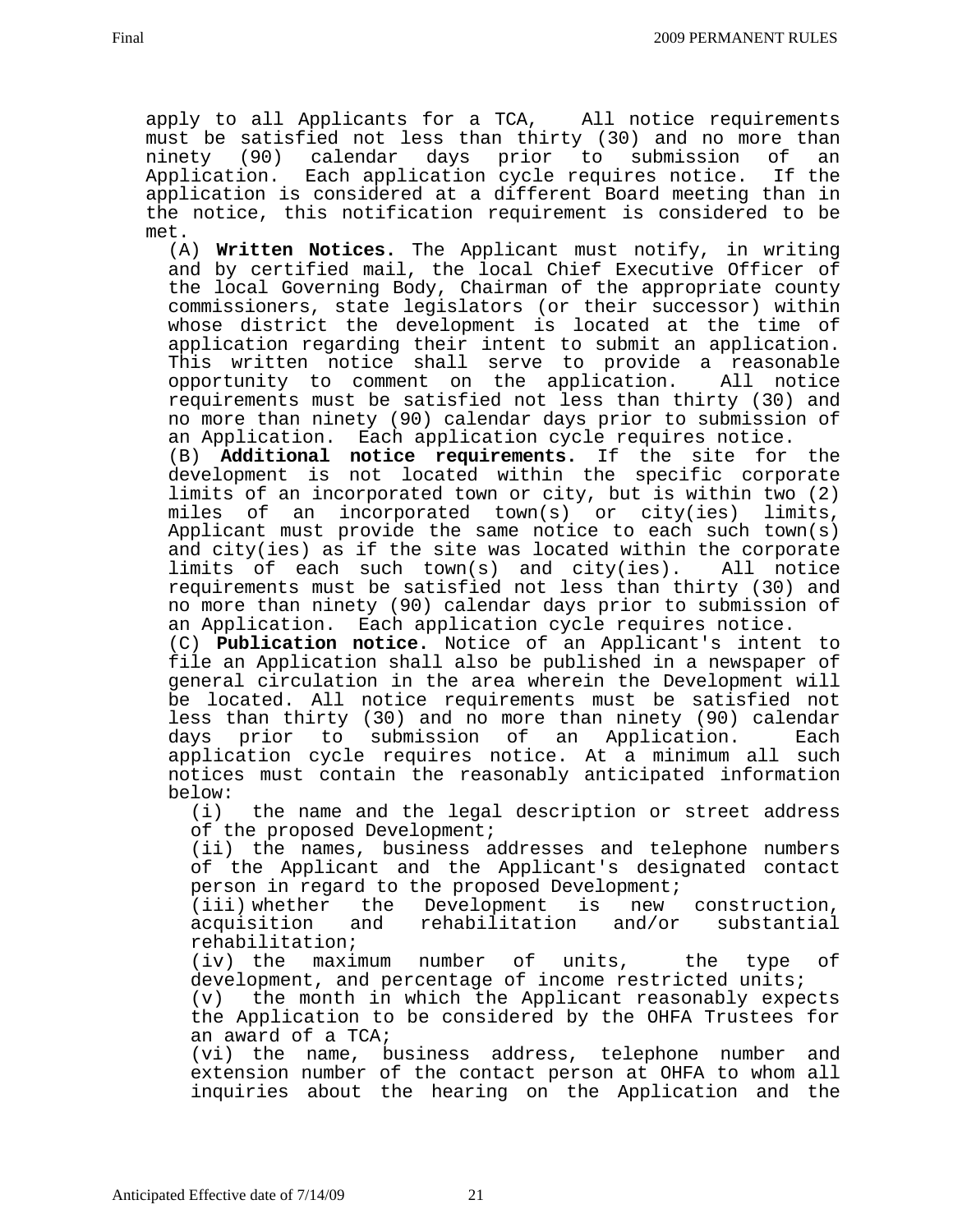apply to all Applicants for a TCA, All notice requirements must be satisfied not less than thirty (30) and no more than ninety (90) calendar days prior to submission of an Application. Each application cycle requires notice. If the application is considered at a different Board meeting than in the notice, this notification requirement is considered to be met.

(A) **Written Notices.** The Applicant must notify, in writing and by certified mail, the local Chief Executive Officer of the local Governing Body, Chairman of the appropriate county commissioners, state legislators (or their successor) within whose district the development is located at the time of application regarding their intent to submit an application. This written notice shall serve to provide a reasonable opportunity to comment on the application. All notice requirements must be satisfied not less than thirty (30) and no more than ninety (90) calendar days prior to submission of an Application. Each application cycle requires notice.

(B) **Additional notice requirements.** If the site for the development is not located within the specific corporate limits of an incorporated town or city, but is within two (2) miles of an incorporated town(s) or city(ies) limits, Applicant must provide the same notice to each such town(s) and city(ies) as if the site was located within the corporate limits of each such town(s) and city(ies). All notice requirements must be satisfied not less than thirty (30) and no more than ninety (90) calendar days prior to submission of an Application. Each application cycle requires notice.

(C) **Publication notice.** Notice of an Applicant's intent to file an Application shall also be published in a newspaper of general circulation in the area wherein the Development will be located. All notice requirements must be satisfied not less than thirty (30) and no more than ninety (90) calendar days prior to submission of an Application. Each application cycle requires notice. At a minimum all such notices must contain the reasonably anticipated information below:

(i) the name and the legal description or street address of the proposed Development;

(ii) the names, business addresses and telephone numbers of the Applicant and the Applicant's designated contact person in regard to the proposed Development;

(iii) whether the Development is new construction, acquisition and rehabilitation and/or substantial rehabilitation;

(iv) the maximum number of units, the type of development, and percentage of income restricted units;

(v) the month in which the Applicant reasonably expects the Application to be considered by the OHFA Trustees for an award of a TCA;

(vi) the name, business address, telephone number and extension number of the contact person at OHFA to whom all inquiries about the hearing on the Application and the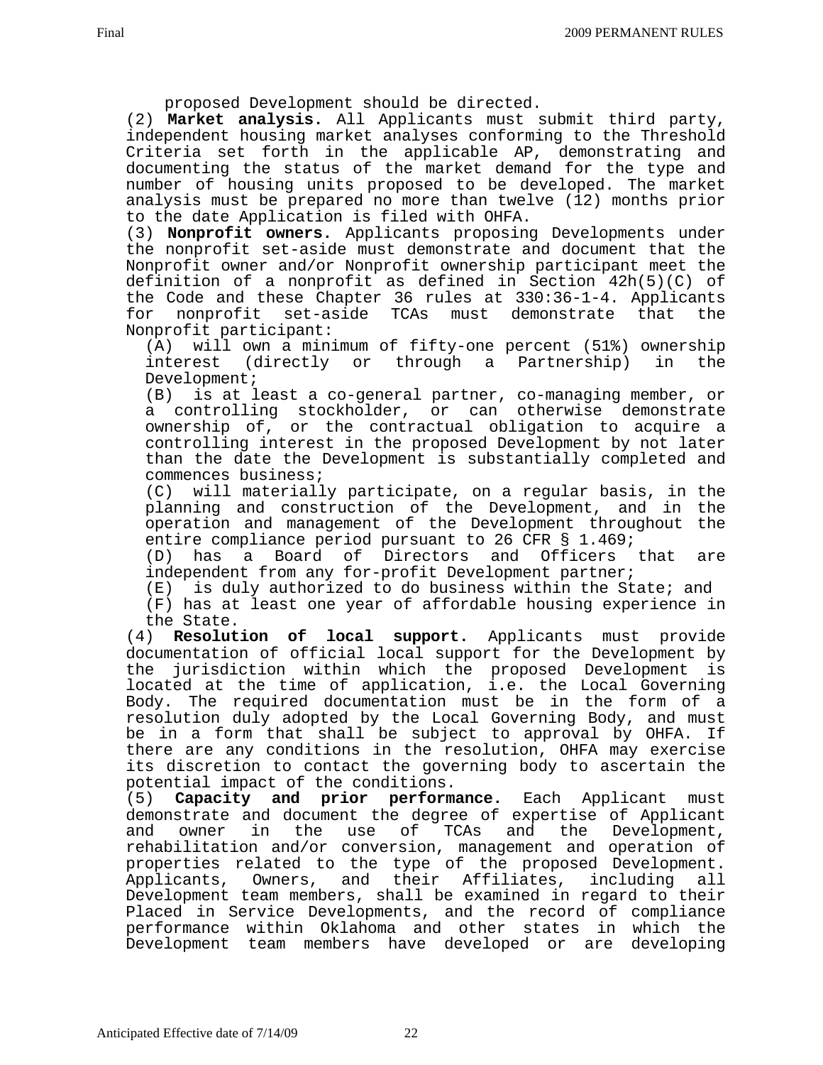proposed Development should be directed.

(2) **Market analysis.** All Applicants must submit third party, independent housing market analyses conforming to the Threshold Criteria set forth in the applicable AP, demonstrating and documenting the status of the market demand for the type and number of housing units proposed to be developed. The market analysis must be prepared no more than twelve (12) months prior to the date Application is filed with OHFA.

(3) **Nonprofit owners.** Applicants proposing Developments under the nonprofit set-aside must demonstrate and document that the Nonprofit owner and/or Nonprofit ownership participant meet the definition of a nonprofit as defined in Section 42h(5)(C) of the Code and these Chapter 36 rules at 330:36-1-4. Applicants for nonprofit set-aside TCAs must demonstrate that the Nonprofit participant:

(A) will own a minimum of fifty-one percent (51%) ownership interest (directly or through a Partnership) in the Development;

(B) is at least a co-general partner, co-managing member, or a controlling stockholder, or can otherwise demonstrate ownership of, or the contractual obligation to acquire a controlling interest in the proposed Development by not later than the date the Development is substantially completed and commences business;

(C) will materially participate, on a regular basis, in the planning and construction of the Development, and in the operation and management of the Development throughout the entire compliance period pursuant to 26 CFR § 1.469;

(D) has a Board of Directors and Officers that are independent from any for-profit Development partner;

(E) is duly authorized to do business within the State; and

(F) has at least one year of affordable housing experience in the State.

(4) **Resolution of local support.** Applicants must provide documentation of official local support for the Development by the jurisdiction within which the proposed Development is located at the time of application, i.e. the Local Governing Body. The required documentation must be in the form of a resolution duly adopted by the Local Governing Body, and must be in a form that shall be subject to approval by OHFA. If there are any conditions in the resolution, OHFA may exercise its discretion to contact the governing body to ascertain the potential impact of the conditions.

(5) **Capacity and prior performance.** Each Applicant must demonstrate and document the degree of expertise of Applicant and owner in the use of TCAs and the Development, rehabilitation and/or conversion, management and operation of properties related to the type of the proposed Development. Applicants, Owners, and their Affiliates, including all Development team members, shall be examined in regard to their Placed in Service Developments, and the record of compliance performance within Oklahoma and other states in which the Development team members have developed or are developing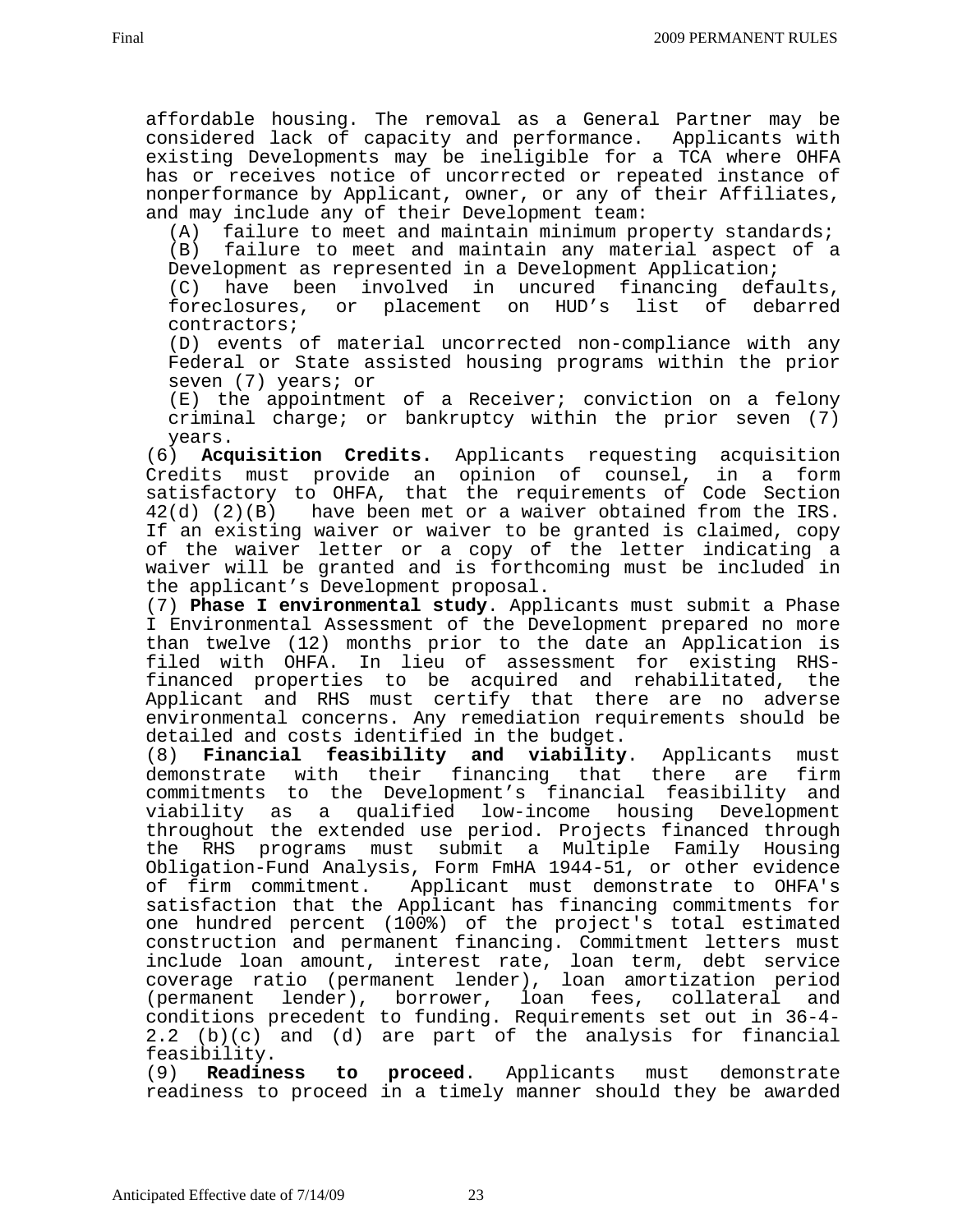affordable housing. The removal as a General Partner may be considered lack of capacity and performance. Applicants with existing Developments may be ineligible for a TCA where OHFA has or receives notice of uncorrected or repeated instance of nonperformance by Applicant, owner, or any of their Affiliates, and may include any of their Development team:

(A) failure to meet and maintain minimum property standards;
(B) failure to meet and maintain any material aspect of a Development as represented in a Development Application;
(C) have been involved in uncured financing defaults, foreclosures, or placement on HUD's list of debarred contractors;
(D) events of material uncorrected non-compliance with any Federal or State assisted housing programs within the prior seven (7) years; or
(E) the appointment of a Receiver; conviction on a felony criminal charge; or bankruptcy within the prior seven (7) years.

(6) **Acquisition Credits.** Applicants requesting acquisition Credits must provide an opinion of counsel, in a form satisfactory to OHFA, that the requirements of Code Section 42(d) (2)(B) have been met or a waiver obtained from the IRS. If an existing waiver or waiver to be granted is claimed, copy of the waiver letter or a copy of the letter indicating a waiver will be granted and is forthcoming must be included in the applicant's Development proposal.

(7) **Phase I environmental study**. Applicants must submit a Phase I Environmental Assessment of the Development prepared no more than twelve (12) months prior to the date an Application is filed with OHFA. In lieu of assessment for existing RHS-financed properties to be acquired and rehabilitated, the Applicant and RHS must certify that there are no adverse environmental concerns. Any remediation requirements should be detailed and costs identified in the budget.

(8) **Financial feasibility and viability**. Applicants must demonstrate with their financing that there are firm commitments to the Development's financial feasibility and viability as a qualified low-income housing Development throughout the extended use period. Projects financed through the RHS programs must submit a Multiple Family Housing Obligation-Fund Analysis, Form FmHA 1944-51, or other evidence of firm commitment. Applicant must demonstrate to OHFA's satisfaction that the Applicant has financing commitments for one hundred percent (100%) of the project's total estimated construction and permanent financing. Commitment letters must include loan amount, interest rate, loan term, debt service coverage ratio (permanent lender), loan amortization period (permanent lender), borrower, loan fees, collateral and conditions precedent to funding. Requirements set out in 36-4-2.2 (b)(c) and (d) are part of the analysis for financial feasibility.

(9) **Readiness to proceed**. Applicants must demonstrate readiness to proceed in a timely manner should they be awarded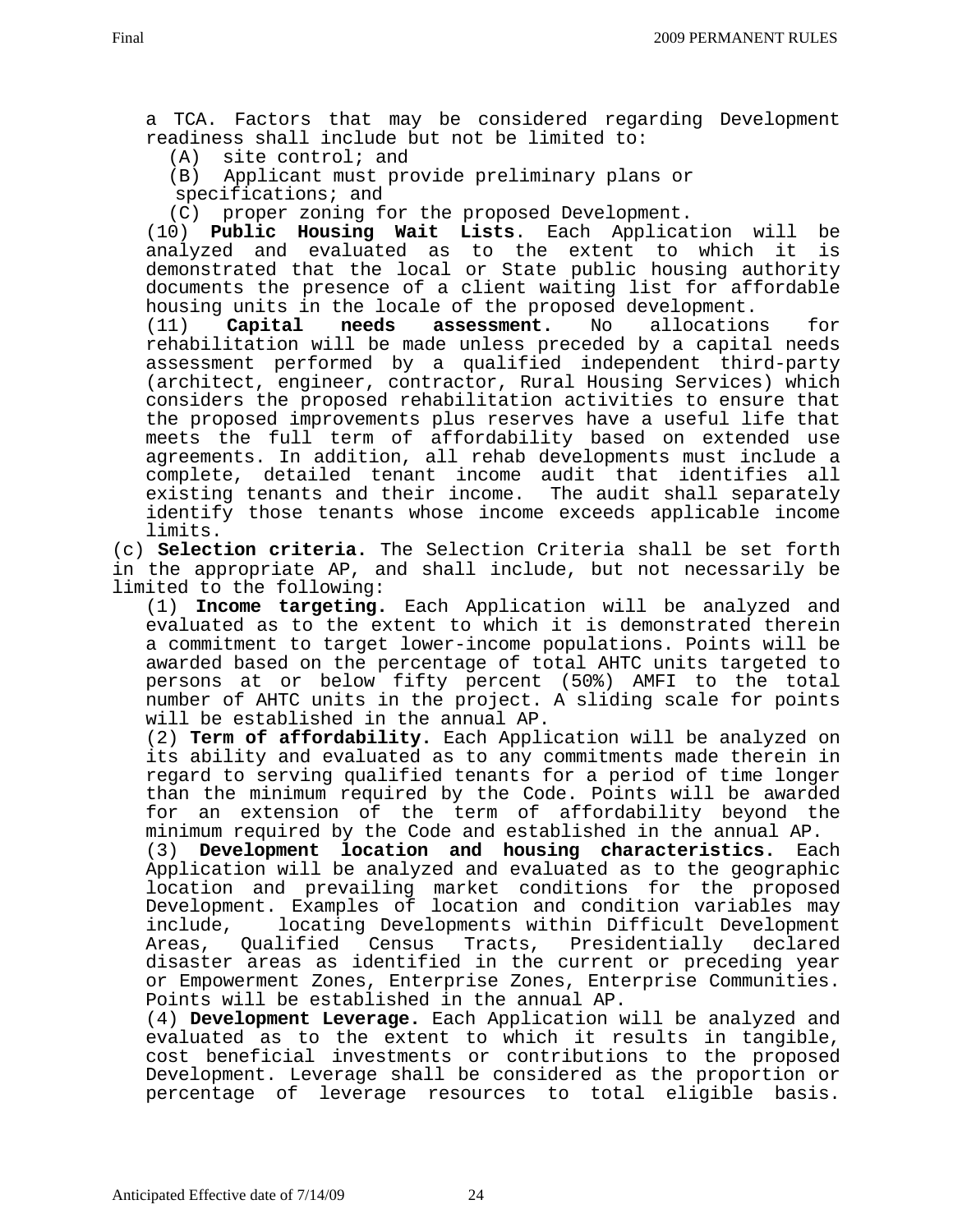a TCA. Factors that may be considered regarding Development readiness shall include but not be limited to:

(A) site control; and

(B) Applicant must provide preliminary plans or specifications; and

(C) proper zoning for the proposed Development.

(10) **Public Housing Wait Lists**. Each Application will be analyzed and evaluated as to the extent to which it is demonstrated that the local or State public housing authority documents the presence of a client waiting list for affordable housing units in the locale of the proposed development.

(11) **Capital needs assessment.** No allocations for rehabilitation will be made unless preceded by a capital needs assessment performed by a qualified independent third-party (architect, engineer, contractor, Rural Housing Services) which considers the proposed rehabilitation activities to ensure that the proposed improvements plus reserves have a useful life that meets the full term of affordability based on extended use agreements. In addition, all rehab developments must include a complete, detailed tenant income audit that identifies all existing tenants and their income. The audit shall separately identify those tenants whose income exceeds applicable income limits.

(c) **Selection criteria.** The Selection Criteria shall be set forth in the appropriate AP, and shall include, but not necessarily be limited to the following:

(1) **Income targeting.** Each Application will be analyzed and evaluated as to the extent to which it is demonstrated therein a commitment to target lower-income populations. Points will be awarded based on the percentage of total AHTC units targeted to persons at or below fifty percent (50%) AMFI to the total number of AHTC units in the project. A sliding scale for points will be established in the annual AP.

(2) **Term of affordability.** Each Application will be analyzed on its ability and evaluated as to any commitments made therein in regard to serving qualified tenants for a period of time longer than the minimum required by the Code. Points will be awarded for an extension of the term of affordability beyond the minimum required by the Code and established in the annual AP.

(3) **Development location and housing characteristics.** Each Application will be analyzed and evaluated as to the geographic location and prevailing market conditions for the proposed Development. Examples of location and condition variables may include, locating Developments within Difficult Development Areas, Qualified Census Tracts, Presidentially declared disaster areas as identified in the current or preceding year or Empowerment Zones, Enterprise Zones, Enterprise Communities. Points will be established in the annual AP.

(4) **Development Leverage.** Each Application will be analyzed and evaluated as to the extent to which it results in tangible, cost beneficial investments or contributions to the proposed Development. Leverage shall be considered as the proportion or percentage of leverage resources to total eligible basis.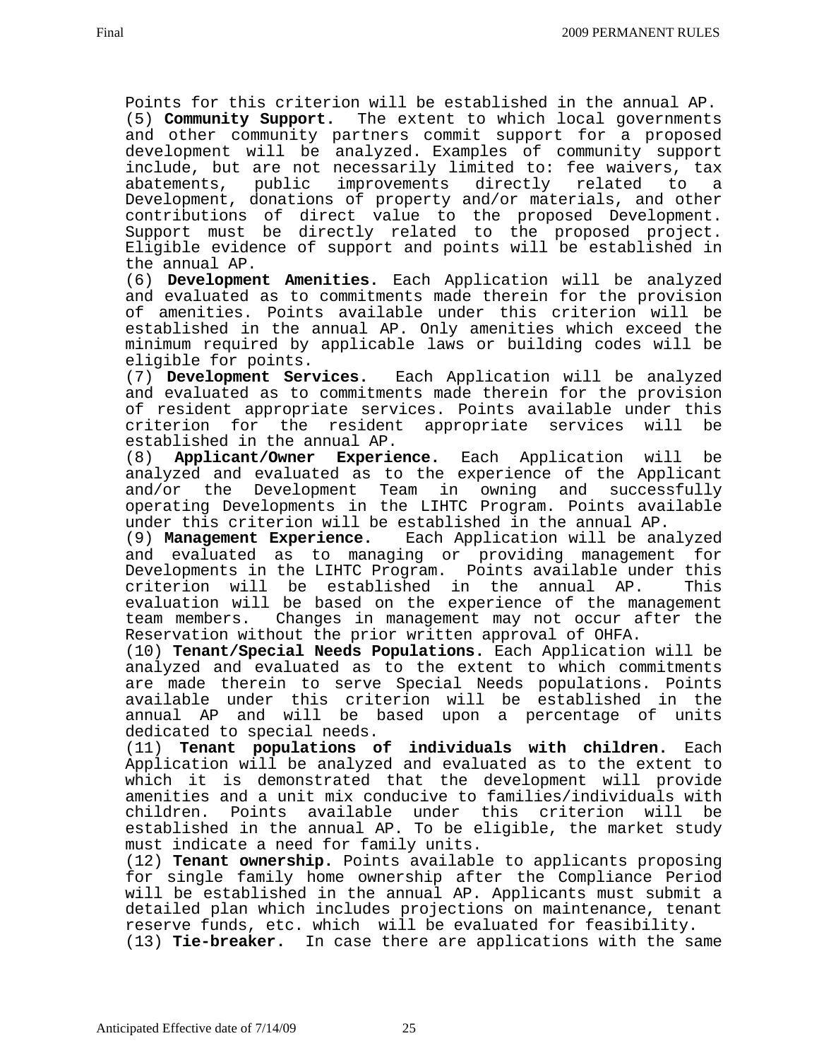Points for this criterion will be established in the annual AP.

(5) **Community Support.** The extent to which local governments and other community partners commit support for a proposed development will be analyzed. Examples of community support include, but are not necessarily limited to: fee waivers, tax abatements, public improvements directly related to a Development, donations of property and/or materials, and other contributions of direct value to the proposed Development. Support must be directly related to the proposed project. Eligible evidence of support and points will be established in the annual AP.

(6) **Development Amenities.** Each Application will be analyzed and evaluated as to commitments made therein for the provision of amenities. Points available under this criterion will be established in the annual AP. Only amenities which exceed the minimum required by applicable laws or building codes will be eligible for points.

(7) **Development Services.** Each Application will be analyzed and evaluated as to commitments made therein for the provision of resident appropriate services. Points available under this criterion for the resident appropriate services will be established in the annual AP.

(8) **Applicant/Owner Experience.** Each Application will be analyzed and evaluated as to the experience of the Applicant and/or the Development Team in owning and successfully operating Developments in the LIHTC Program. Points available under this criterion will be established in the annual AP.

(9) **Management Experience.** Each Application will be analyzed and evaluated as to managing or providing management for Developments in the LIHTC Program. Points available under this criterion will be established in the annual AP. This evaluation will be based on the experience of the management team members. Changes in management may not occur after the Reservation without the prior written approval of OHFA.

(10) **Tenant/Special Needs Populations.** Each Application will be analyzed and evaluated as to the extent to which commitments are made therein to serve Special Needs populations. Points available under this criterion will be established in the annual AP and will be based upon a percentage of units dedicated to special needs.

(11) **Tenant populations of individuals with children.** Each Application will be analyzed and evaluated as to the extent to which it is demonstrated that the development will provide amenities and a unit mix conducive to families/individuals with children. Points available under this criterion will be established in the annual AP. To be eligible, the market study must indicate a need for family units.

(12) **Tenant ownership.** Points available to applicants proposing for single family home ownership after the Compliance Period will be established in the annual AP. Applicants must submit a detailed plan which includes projections on maintenance, tenant reserve funds, etc. which will be evaluated for feasibility.

(13) **Tie-breaker.** In case there are applications with the same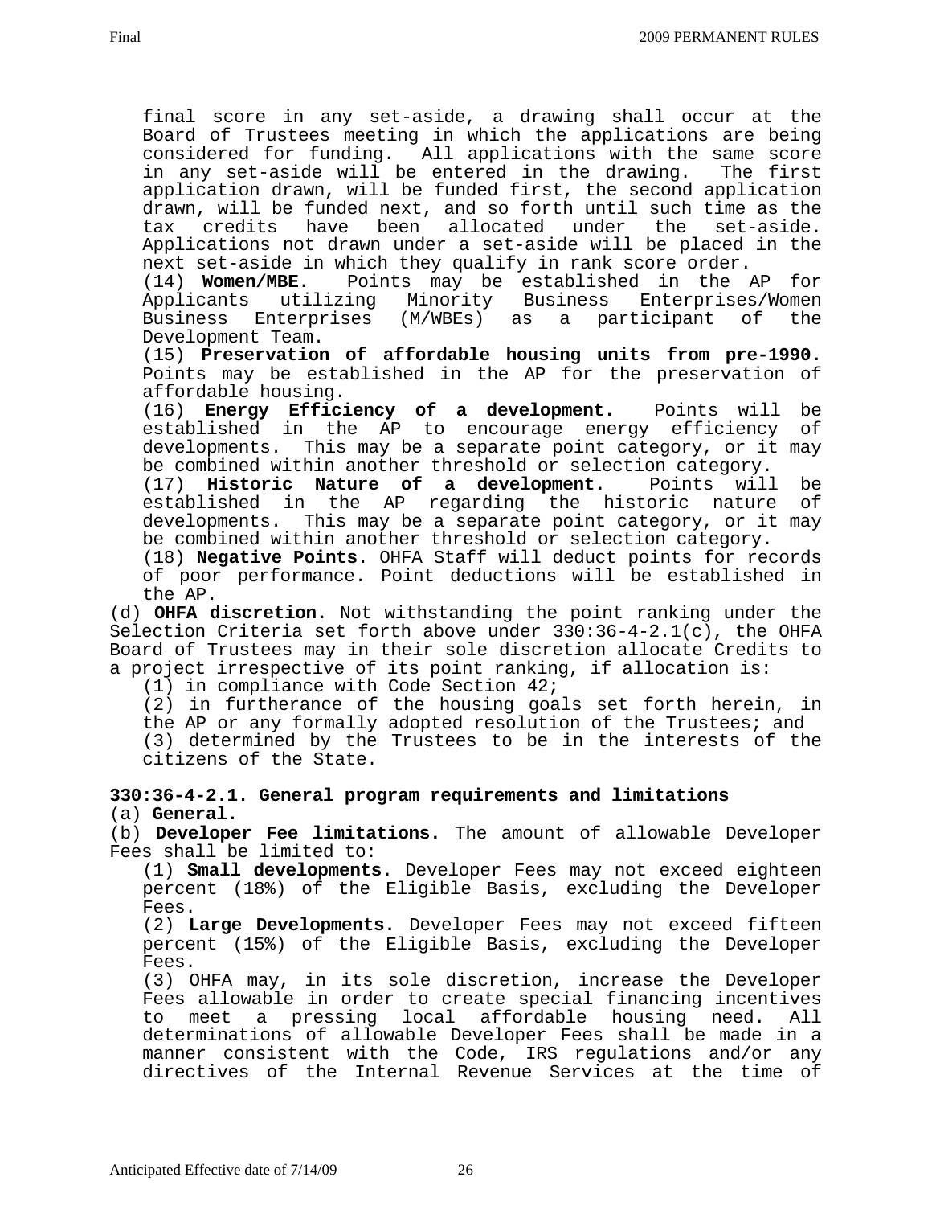final score in any set-aside, a drawing shall occur at the Board of Trustees meeting in which the applications are being considered for funding. All applications with the same score in any set-aside will be entered in the drawing. The first application drawn, will be funded first, the second application drawn, will be funded next, and so forth until such time as the tax credits have been allocated under the set-aside. Applications not drawn under a set-aside will be placed in the next set-aside in which they qualify in rank score order.

(14) **Women/MBE.** Points may be established in the AP for Applicants utilizing Minority Business Enterprises/Women Business Enterprises (M/WBEs) as a participant of the Development Team.

(15) **Preservation of affordable housing units from pre-1990.** Points may be established in the AP for the preservation of affordable housing.

(16) **Energy Efficiency of a development.** Points will be established in the AP to encourage energy efficiency of developments. This may be a separate point category, or it may be combined within another threshold or selection category.

(17) **Historic Nature of a development.** Points will be established in the AP regarding the historic nature of developments. This may be a separate point category, or it may be combined within another threshold or selection category.

(18) **Negative Points**. OHFA Staff will deduct points for records of poor performance. Point deductions will be established in the AP.

(d) **OHFA discretion.** Not withstanding the point ranking under the Selection Criteria set forth above under 330:36-4-2.1(c), the OHFA Board of Trustees may in their sole discretion allocate Credits to a project irrespective of its point ranking, if allocation is:

(1) in compliance with Code Section 42;

(2) in furtherance of the housing goals set forth herein, in the AP or any formally adopted resolution of the Trustees; and

(3) determined by the Trustees to be in the interests of the citizens of the State.

**330:36-4-2.1. General program requirements and limitations**

(a) **General.**

(b) **Developer Fee limitations.** The amount of allowable Developer Fees shall be limited to:

(1) **Small developments.** Developer Fees may not exceed eighteen percent (18%) of the Eligible Basis, excluding the Developer Fees.

(2) **Large Developments.** Developer Fees may not exceed fifteen percent (15%) of the Eligible Basis, excluding the Developer Fees.

(3) OHFA may, in its sole discretion, increase the Developer Fees allowable in order to create special financing incentives to meet a pressing local affordable housing need. All determinations of allowable Developer Fees shall be made in a manner consistent with the Code, IRS regulations and/or any directives of the Internal Revenue Services at the time of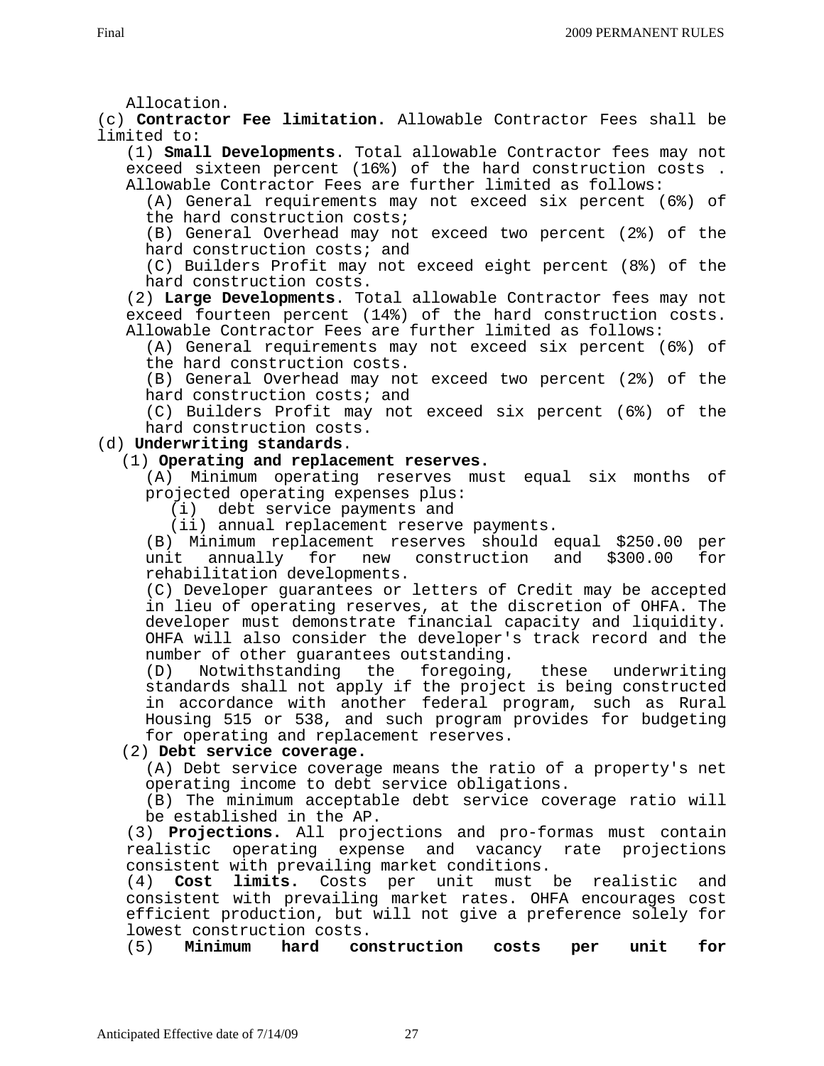Allocation.

(c) **Contractor Fee limitation.** Allowable Contractor Fees shall be limited to:

(1) **Small Developments**. Total allowable Contractor fees may not exceed sixteen percent (16%) of the hard construction costs . Allowable Contractor Fees are further limited as follows:

(A) General requirements may not exceed six percent (6%) of the hard construction costs;

(B) General Overhead may not exceed two percent (2%) of the hard construction costs; and

(C) Builders Profit may not exceed eight percent (8%) of the hard construction costs.

(2) **Large Developments**. Total allowable Contractor fees may not exceed fourteen percent (14%) of the hard construction costs. Allowable Contractor Fees are further limited as follows:

(A) General requirements may not exceed six percent (6%) of the hard construction costs.

(B) General Overhead may not exceed two percent (2%) of the hard construction costs; and

(C) Builders Profit may not exceed six percent (6%) of the hard construction costs.

(d) **Underwriting standards**.

(1) **Operating and replacement reserves.**

(A) Minimum operating reserves must equal six months of projected operating expenses plus:

(i) debt service payments and

(ii) annual replacement reserve payments.

(B) Minimum replacement reserves should equal $250.00 per unit annually for new construction and $300.00 for rehabilitation developments.

(C) Developer guarantees or letters of Credit may be accepted in lieu of operating reserves, at the discretion of OHFA. The developer must demonstrate financial capacity and liquidity. OHFA will also consider the developer's track record and the number of other guarantees outstanding.

(D) Notwithstanding the foregoing, these underwriting standards shall not apply if the project is being constructed in accordance with another federal program, such as Rural Housing 515 or 538, and such program provides for budgeting for operating and replacement reserves.

(2) **Debt service coverage.**

(A) Debt service coverage means the ratio of a property's net operating income to debt service obligations.

(B) The minimum acceptable debt service coverage ratio will be established in the AP.

(3) **Projections.** All projections and pro-formas must contain realistic operating expense and vacancy rate projections consistent with prevailing market conditions.

(4) **Cost limits.** Costs per unit must be realistic and consistent with prevailing market rates. OHFA encourages cost efficient production, but will not give a preference solely for lowest construction costs.

(5) **Minimum hard construction costs per unit for**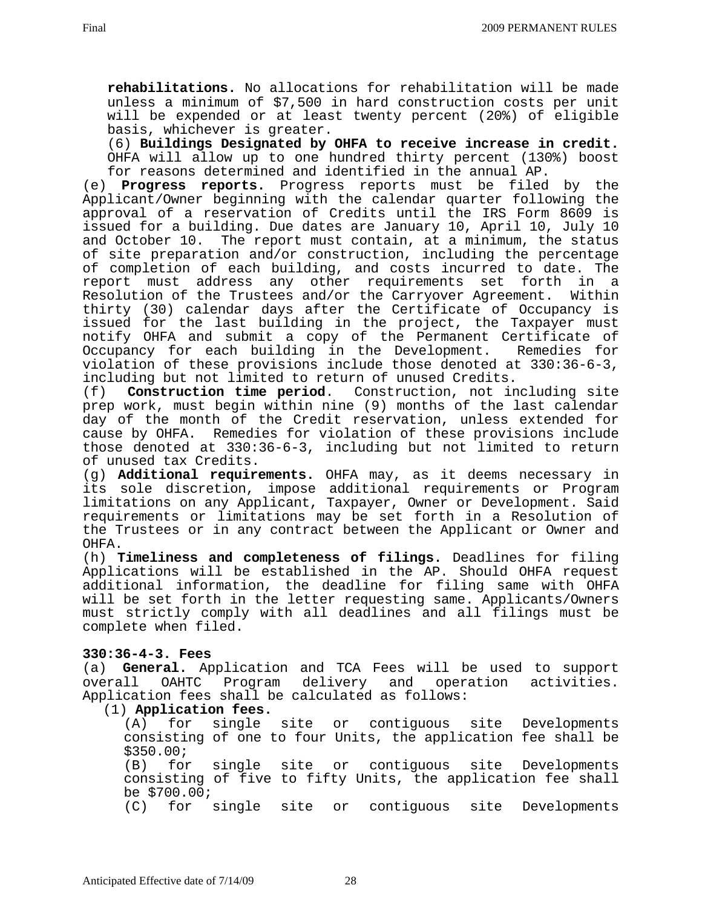**rehabilitations.** No allocations for rehabilitation will be made unless a minimum of $7,500 in hard construction costs per unit will be expended or at least twenty percent (20%) of eligible basis, whichever is greater.

(6) **Buildings Designated by OHFA to receive increase in credit.** OHFA will allow up to one hundred thirty percent (130%) boost for reasons determined and identified in the annual AP.

(e) **Progress reports.** Progress reports must be filed by the Applicant/Owner beginning with the calendar quarter following the approval of a reservation of Credits until the IRS Form 8609 is issued for a building. Due dates are January 10, April 10, July 10 and October 10. The report must contain, at a minimum, the status of site preparation and/or construction, including the percentage of completion of each building, and costs incurred to date. The report must address any other requirements set forth in a Resolution of the Trustees and/or the Carryover Agreement. Within thirty (30) calendar days after the Certificate of Occupancy is issued for the last building in the project, the Taxpayer must notify OHFA and submit a copy of the Permanent Certificate of Occupancy for each building in the Development. Remedies for violation of these provisions include those denoted at 330:36-6-3, including but not limited to return of unused Credits.

(f) **Construction time period.** Construction, not including site prep work, must begin within nine (9) months of the last calendar day of the month of the Credit reservation, unless extended for cause by OHFA. Remedies for violation of these provisions include those denoted at 330:36-6-3, including but not limited to return of unused tax Credits.

(g) **Additional requirements.** OHFA may, as it deems necessary in its sole discretion, impose additional requirements or Program limitations on any Applicant, Taxpayer, Owner or Development. Said requirements or limitations may be set forth in a Resolution of the Trustees or in any contract between the Applicant or Owner and OHFA.

(h) **Timeliness and completeness of filings.** Deadlines for filing Applications will be established in the AP. Should OHFA request additional information, the deadline for filing same with OHFA will be set forth in the letter requesting same. Applicants/Owners must strictly comply with all deadlines and all filings must be complete when filed.

**330:36-4-3. Fees**

(a) **General.** Application and TCA Fees will be used to support overall OAHTC Program delivery and operation activities. Application fees shall be calculated as follows:

(1) **Application fees.**

(A) for single site or contiguous site Developments consisting of one to four Units, the application fee shall be $350.00;

(B) for single site or contiguous site Developments consisting of five to fifty Units, the application fee shall be $700.00;

(C) for single site or contiguous site Developments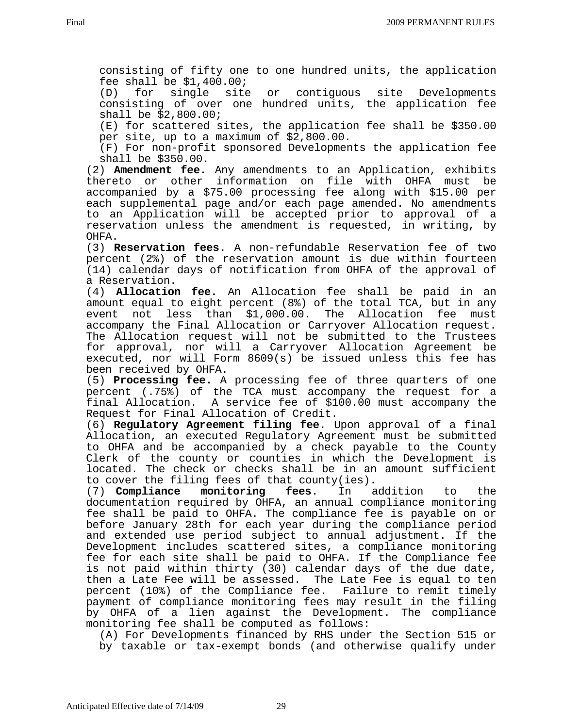consisting of fifty one to one hundred units, the application fee shall be $1,400.00;

(D) for single site or contiguous site Developments consisting of over one hundred units, the application fee shall be $2,800.00;

(E) for scattered sites, the application fee shall be $350.00 per site, up to a maximum of $2,800.00.

(F) For non-profit sponsored Developments the application fee shall be $350.00.

(2) **Amendment fee.** Any amendments to an Application, exhibits thereto or other information on file with OHFA must be accompanied by a $75.00 processing fee along with $15.00 per each supplemental page and/or each page amended. No amendments to an Application will be accepted prior to approval of a reservation unless the amendment is requested, in writing, by OHFA.

(3) **Reservation fees.** A non-refundable Reservation fee of two percent (2%) of the reservation amount is due within fourteen (14) calendar days of notification from OHFA of the approval of a Reservation.

(4) **Allocation fee.** An Allocation fee shall be paid in an amount equal to eight percent (8%) of the total TCA, but in any event not less than $1,000.00. The Allocation fee must accompany the Final Allocation or Carryover Allocation request. The Allocation request will not be submitted to the Trustees for approval, nor will a Carryover Allocation Agreement be executed, nor will Form 8609(s) be issued unless this fee has been received by OHFA.

(5) **Processing fee.** A processing fee of three quarters of one percent (.75%) of the TCA must accompany the request for a final Allocation. A service fee of $100.00 must accompany the Request for Final Allocation of Credit.

(6) **Regulatory Agreement filing fee.** Upon approval of a final Allocation, an executed Regulatory Agreement must be submitted to OHFA and be accompanied by a check payable to the County Clerk of the county or counties in which the Development is located. The check or checks shall be in an amount sufficient to cover the filing fees of that county(ies).

(7) **Compliance monitoring fees**. In addition to the documentation required by OHFA, an annual compliance monitoring fee shall be paid to OHFA. The compliance fee is payable on or before January 28th for each year during the compliance period and extended use period subject to annual adjustment. If the Development includes scattered sites, a compliance monitoring fee for each site shall be paid to OHFA. If the Compliance fee is not paid within thirty (30) calendar days of the due date, then a Late Fee will be assessed. The Late Fee is equal to ten percent (10%) of the Compliance fee. Failure to remit timely payment of compliance monitoring fees may result in the filing by OHFA of a lien against the Development. The compliance monitoring fee shall be computed as follows:

(A) For Developments financed by RHS under the Section 515 or by taxable or tax-exempt bonds (and otherwise qualify under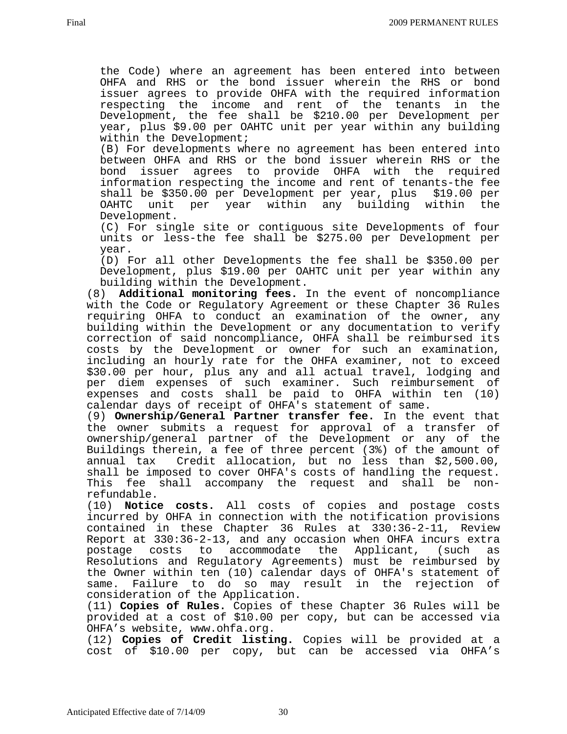the Code) where an agreement has been entered into between OHFA and RHS or the bond issuer wherein the RHS or bond issuer agrees to provide OHFA with the required information respecting the income and rent of the tenants in the Development, the fee shall be $210.00 per Development per year, plus $9.00 per OAHTC unit per year within any building within the Development;

(B) For developments where no agreement has been entered into between OHFA and RHS or the bond issuer wherein RHS or the bond issuer agrees to provide OHFA with the required information respecting the income and rent of tenants-the fee shall be $350.00 per Development per year, plus $19.00 per OAHTC unit per year within any building within the Development.

(C) For single site or contiguous site Developments of four units or less-the fee shall be $275.00 per Development per year.

(D) For all other Developments the fee shall be $350.00 per Development, plus $19.00 per OAHTC unit per year within any building within the Development.

(8) **Additional monitoring fees.** In the event of noncompliance with the Code or Regulatory Agreement or these Chapter 36 Rules requiring OHFA to conduct an examination of the owner, any building within the Development or any documentation to verify correction of said noncompliance, OHFA shall be reimbursed its costs by the Development or owner for such an examination, including an hourly rate for the OHFA examiner, not to exceed $30.00 per hour, plus any and all actual travel, lodging and per diem expenses of such examiner. Such reimbursement of expenses and costs shall be paid to OHFA within ten (10) calendar days of receipt of OHFA's statement of same.

(9) **Ownership/General Partner transfer fee.** In the event that the owner submits a request for approval of a transfer of ownership/general partner of the Development or any of the Buildings therein, a fee of three percent (3%) of the amount of annual tax Credit allocation, but no less than $2,500.00, shall be imposed to cover OHFA's costs of handling the request. This fee shall accompany the request and shall be non-refundable.

(10) **Notice costs.** All costs of copies and postage costs incurred by OHFA in connection with the notification provisions contained in these Chapter 36 Rules at 330:36-2-11, Review Report at 330:36-2-13, and any occasion when OHFA incurs extra postage costs to accommodate the Applicant, (such as Resolutions and Regulatory Agreements) must be reimbursed by the Owner within ten (10) calendar days of OHFA's statement of same. Failure to do so may result in the rejection of consideration of the Application.

(11) **Copies of Rules.** Copies of these Chapter 36 Rules will be provided at a cost of $10.00 per copy, but can be accessed via OHFA’s website, www.ohfa.org.

(12) **Copies of Credit listing.** Copies will be provided at a cost of $10.00 per copy, but can be accessed via OHFA’s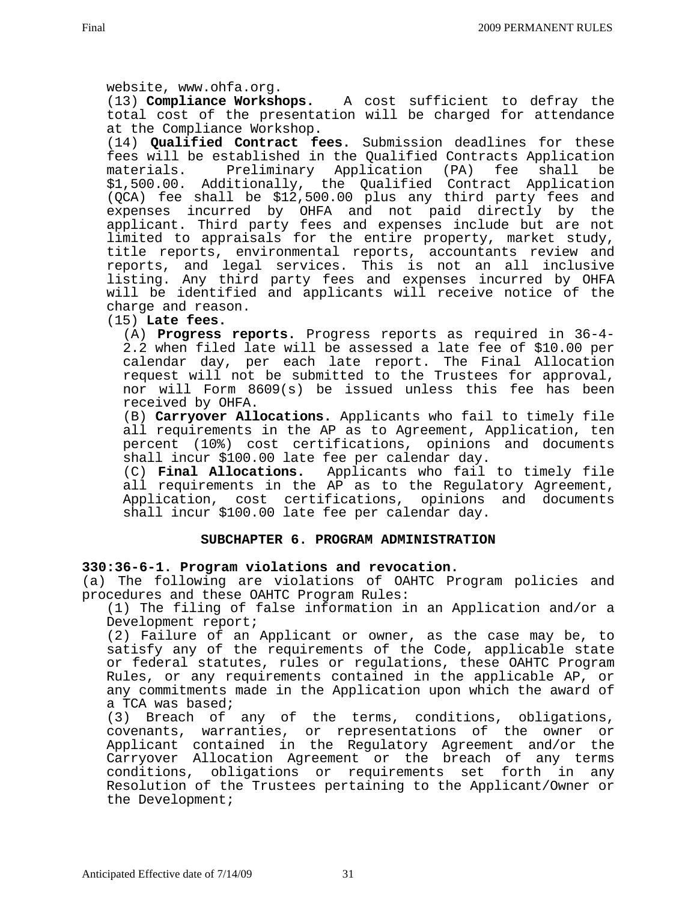website, www.ohfa.org.

(13) **Compliance Workshops.** A cost sufficient to defray the total cost of the presentation will be charged for attendance at the Compliance Workshop.

(14) **Qualified Contract fees.** Submission deadlines for these fees will be established in the Qualified Contracts Application materials. Preliminary Application (PA) fee shall be $1,500.00. Additionally, the Qualified Contract Application (QCA) fee shall be $12,500.00 plus any third party fees and expenses incurred by OHFA and not paid directly by the applicant. Third party fees and expenses include but are not limited to appraisals for the entire property, market study, title reports, environmental reports, accountants review and reports, and legal services. This is not an all inclusive listing. Any third party fees and expenses incurred by OHFA will be identified and applicants will receive notice of the charge and reason.

(15) **Late fees.**

(A) **Progress reports.** Progress reports as required in 36-4-2.2 when filed late will be assessed a late fee of $10.00 per calendar day, per each late report. The Final Allocation request will not be submitted to the Trustees for approval, nor will Form 8609(s) be issued unless this fee has been received by OHFA.

(B) **Carryover Allocations.** Applicants who fail to timely file all requirements in the AP as to Agreement, Application, ten percent (10%) cost certifications, opinions and documents shall incur $100.00 late fee per calendar day.

(C) **Final Allocations.** Applicants who fail to timely file all requirements in the AP as to the Regulatory Agreement, Application, cost certifications, opinions and documents shall incur $100.00 late fee per calendar day.

## SUBCHAPTER 6. PROGRAM ADMINISTRATION

### 330:36-6-1. Program violations and revocation.

(a) The following are violations of OAHTC Program policies and procedures and these OAHTC Program Rules:

(1) The filing of false information in an Application and/or a Development report;

(2) Failure of an Applicant or owner, as the case may be, to satisfy any of the requirements of the Code, applicable state or federal statutes, rules or regulations, these OAHTC Program Rules, or any requirements contained in the applicable AP, or any commitments made in the Application upon which the award of a TCA was based;

(3) Breach of any of the terms, conditions, obligations, covenants, warranties, or representations of the owner or Applicant contained in the Regulatory Agreement and/or the Carryover Allocation Agreement or the breach of any terms conditions, obligations or requirements set forth in any Resolution of the Trustees pertaining to the Applicant/Owner or the Development;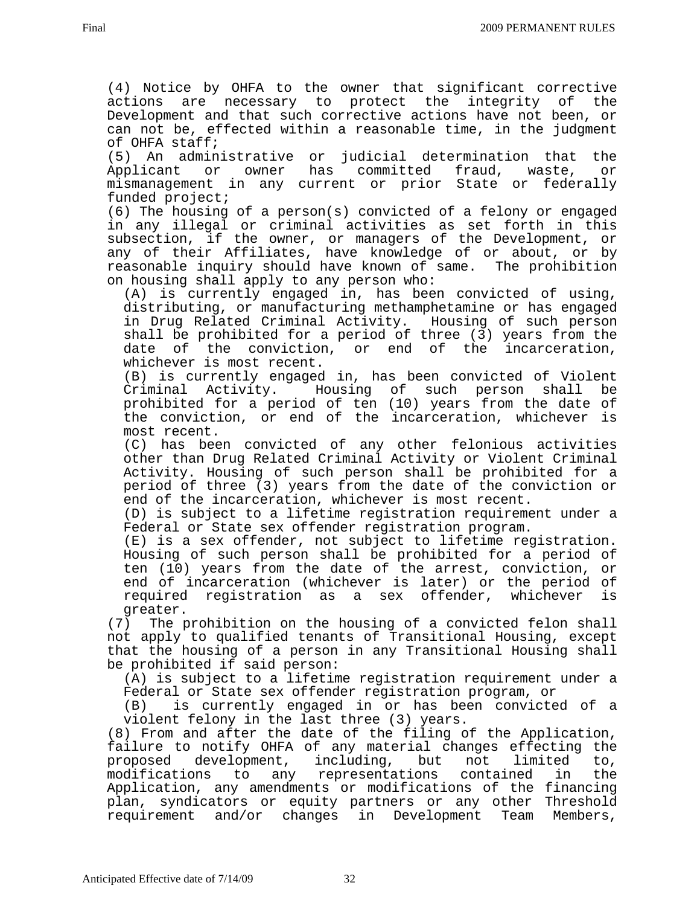(4) Notice by OHFA to the owner that significant corrective actions are necessary to protect the integrity of the Development and that such corrective actions have not been, or can not be, effected within a reasonable time, in the judgment of OHFA staff;

(5) An administrative or judicial determination that the Applicant or owner has committed fraud, waste, or mismanagement in any current or prior State or federally funded project;

(6) The housing of a person(s) convicted of a felony or engaged in any illegal or criminal activities as set forth in this subsection, if the owner, or managers of the Development, or any of their Affiliates, have knowledge of or about, or by reasonable inquiry should have known of same. The prohibition on housing shall apply to any person who:

(A) is currently engaged in, has been convicted of using, distributing, or manufacturing methamphetamine or has engaged in Drug Related Criminal Activity. Housing of such person shall be prohibited for a period of three (3) years from the date of the conviction, or end of the incarceration, whichever is most recent.

(B) is currently engaged in, has been convicted of Violent Criminal Activity. Housing of such person shall be prohibited for a period of ten (10) years from the date of the conviction, or end of the incarceration, whichever is most recent.

(C) has been convicted of any other felonious activities other than Drug Related Criminal Activity or Violent Criminal Activity. Housing of such person shall be prohibited for a period of three (3) years from the date of the conviction or end of the incarceration, whichever is most recent.

(D) is subject to a lifetime registration requirement under a Federal or State sex offender registration program.

(E) is a sex offender, not subject to lifetime registration. Housing of such person shall be prohibited for a period of ten (10) years from the date of the arrest, conviction, or end of incarceration (whichever is later) or the period of required registration as a sex offender, whichever is greater.

(7) The prohibition on the housing of a convicted felon shall not apply to qualified tenants of Transitional Housing, except that the housing of a person in any Transitional Housing shall be prohibited if said person:

(A) is subject to a lifetime registration requirement under a Federal or State sex offender registration program, or

(B) is currently engaged in or has been convicted of a violent felony in the last three (3) years.

(8) From and after the date of the filing of the Application, failure to notify OHFA of any material changes effecting the proposed development, including, but not limited to, modifications to any representations contained in the Application, any amendments or modifications of the financing plan, syndicators or equity partners or any other Threshold requirement and/or changes in Development Team Members,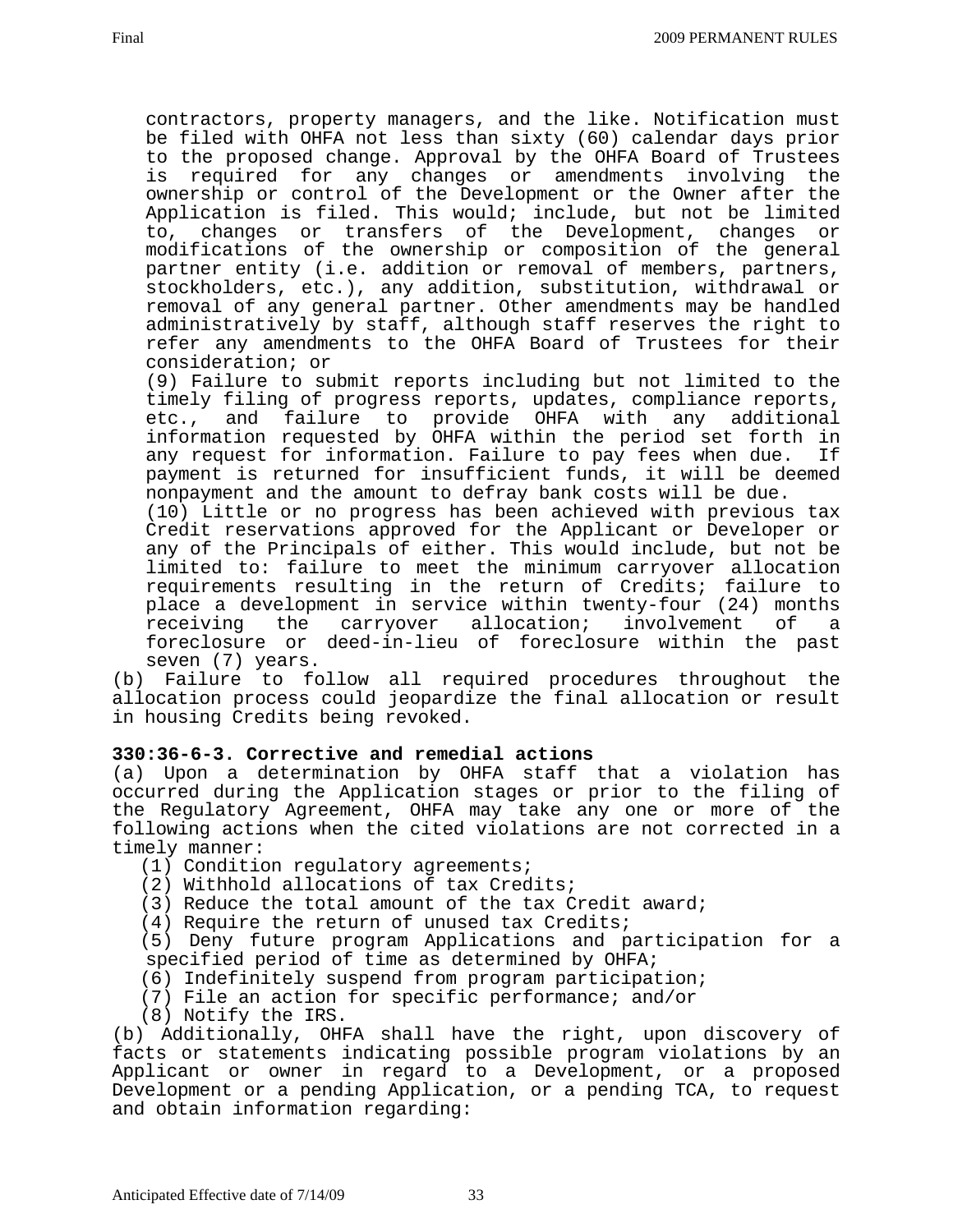contractors, property managers, and the like. Notification must be filed with OHFA not less than sixty (60) calendar days prior to the proposed change. Approval by the OHFA Board of Trustees is required for any changes or amendments involving the ownership or control of the Development or the Owner after the Application is filed. This would; include, but not be limited to, changes or transfers of the Development, changes or modifications of the ownership or composition of the general partner entity (i.e. addition or removal of members, partners, stockholders, etc.), any addition, substitution, withdrawal or removal of any general partner. Other amendments may be handled administratively by staff, although staff reserves the right to refer any amendments to the OHFA Board of Trustees for their consideration; or

(9) Failure to submit reports including but not limited to the timely filing of progress reports, updates, compliance reports, etc., and failure to provide OHFA with any additional information requested by OHFA within the period set forth in any request for information. Failure to pay fees when due. If payment is returned for insufficient funds, it will be deemed nonpayment and the amount to defray bank costs will be due.

(10) Little or no progress has been achieved with previous tax Credit reservations approved for the Applicant or Developer or any of the Principals of either. This would include, but not be limited to: failure to meet the minimum carryover allocation requirements resulting in the return of Credits; failure to place a development in service within twenty-four (24) months receiving the carryover allocation; involvement of a foreclosure or deed-in-lieu of foreclosure within the past seven (7) years.

(b) Failure to follow all required procedures throughout the allocation process could jeopardize the final allocation or result in housing Credits being revoked.

**330:36-6-3. Corrective and remedial actions**

(a) Upon a determination by OHFA staff that a violation has occurred during the Application stages or prior to the filing of the Regulatory Agreement, OHFA may take any one or more of the following actions when the cited violations are not corrected in a timely manner:

(1) Condition regulatory agreements;

(2) Withhold allocations of tax Credits;

(3) Reduce the total amount of the tax Credit award;

(4) Require the return of unused tax Credits;

(5) Deny future program Applications and participation for a specified period of time as determined by OHFA;

(6) Indefinitely suspend from program participation;

(7) File an action for specific performance; and/or

(8) Notify the IRS.

(b) Additionally, OHFA shall have the right, upon discovery of facts or statements indicating possible program violations by an Applicant or owner in regard to a Development, or a proposed Development or a pending Application, or a pending TCA, to request and obtain information regarding: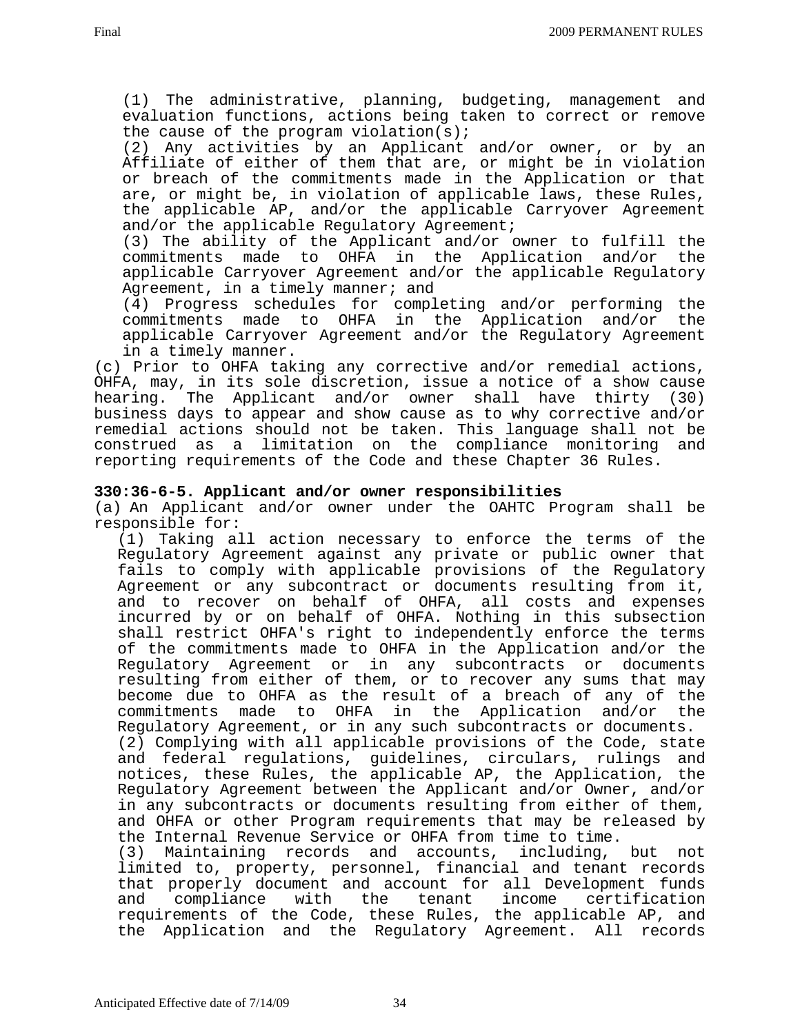(1) The administrative, planning, budgeting, management and evaluation functions, actions being taken to correct or remove the cause of the program violation(s);

(2) Any activities by an Applicant and/or owner, or by an Affiliate of either of them that are, or might be in violation or breach of the commitments made in the Application or that are, or might be, in violation of applicable laws, these Rules, the applicable AP, and/or the applicable Carryover Agreement and/or the applicable Regulatory Agreement;

(3) The ability of the Applicant and/or owner to fulfill the commitments made to OHFA in the Application and/or the applicable Carryover Agreement and/or the applicable Regulatory Agreement, in a timely manner; and

(4) Progress schedules for completing and/or performing the commitments made to OHFA in the Application and/or the applicable Carryover Agreement and/or the Regulatory Agreement in a timely manner.

(c) Prior to OHFA taking any corrective and/or remedial actions, OHFA, may, in its sole discretion, issue a notice of a show cause hearing. The Applicant and/or owner shall have thirty (30) business days to appear and show cause as to why corrective and/or remedial actions should not be taken. This language shall not be construed as a limitation on the compliance monitoring and reporting requirements of the Code and these Chapter 36 Rules.

**330:36-6-5. Applicant and/or owner responsibilities**

(a) An Applicant and/or owner under the OAHTC Program shall be responsible for:

(1) Taking all action necessary to enforce the terms of the Regulatory Agreement against any private or public owner that fails to comply with applicable provisions of the Regulatory Agreement or any subcontract or documents resulting from it, and to recover on behalf of OHFA, all costs and expenses incurred by or on behalf of OHFA. Nothing in this subsection shall restrict OHFA's right to independently enforce the terms of the commitments made to OHFA in the Application and/or the Regulatory Agreement or in any subcontracts or documents resulting from either of them, or to recover any sums that may become due to OHFA as the result of a breach of any of the commitments made to OHFA in the Application and/or the Regulatory Agreement, or in any such subcontracts or documents.

(2) Complying with all applicable provisions of the Code, state and federal regulations, guidelines, circulars, rulings and notices, these Rules, the applicable AP, the Application, the Regulatory Agreement between the Applicant and/or Owner, and/or in any subcontracts or documents resulting from either of them, and OHFA or other Program requirements that may be released by the Internal Revenue Service or OHFA from time to time.

(3) Maintaining records and accounts, including, but not limited to, property, personnel, financial and tenant records that properly document and account for all Development funds and compliance with the tenant income certification requirements of the Code, these Rules, the applicable AP, and the Application and the Regulatory Agreement. All records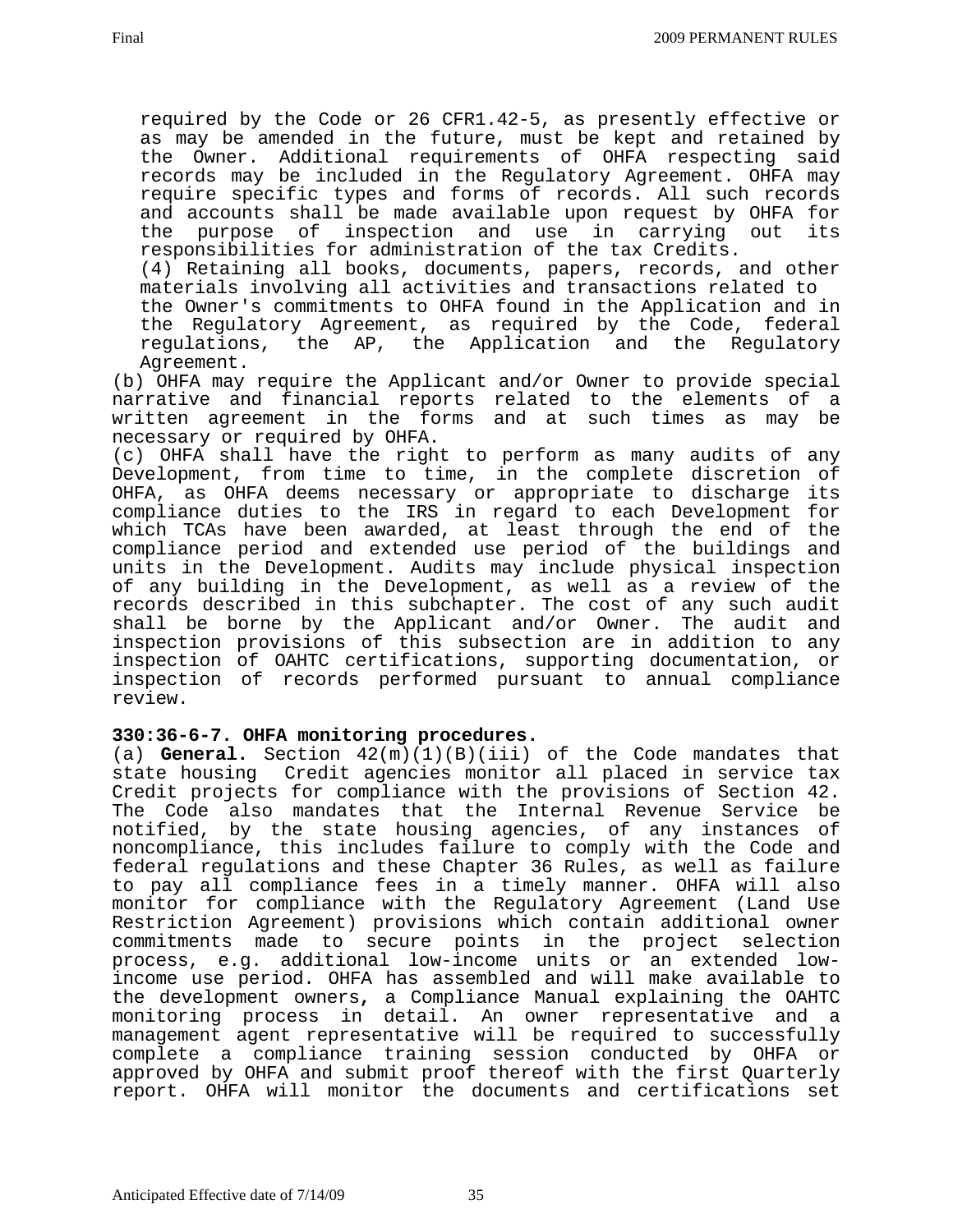required by the Code or 26 CFR1.42-5, as presently effective or as may be amended in the future, must be kept and retained by the Owner. Additional requirements of OHFA respecting said records may be included in the Regulatory Agreement. OHFA may require specific types and forms of records. All such records and accounts shall be made available upon request by OHFA for the purpose of inspection and use in carrying out its responsibilities for administration of the tax Credits.

(4) Retaining all books, documents, papers, records, and other materials involving all activities and transactions related to the Owner's commitments to OHFA found in the Application and in the Regulatory Agreement, as required by the Code, federal regulations, the AP, the Application and the Regulatory Agreement.

(b) OHFA may require the Applicant and/or Owner to provide special narrative and financial reports related to the elements of a written agreement in the forms and at such times as may be necessary or required by OHFA.

(c) OHFA shall have the right to perform as many audits of any Development, from time to time, in the complete discretion of OHFA, as OHFA deems necessary or appropriate to discharge its compliance duties to the IRS in regard to each Development for which TCAs have been awarded, at least through the end of the compliance period and extended use period of the buildings and units in the Development. Audits may include physical inspection of any building in the Development, as well as a review of the records described in this subchapter. The cost of any such audit shall be borne by the Applicant and/or Owner. The audit and inspection provisions of this subsection are in addition to any inspection of OAHTC certifications, supporting documentation, or inspection of records performed pursuant to annual compliance review.

**330:36-6-7. OHFA monitoring procedures.**

(a) **General.** Section 42(m)(1)(B)(iii) of the Code mandates that state housing Credit agencies monitor all placed in service tax Credit projects for compliance with the provisions of Section 42. The Code also mandates that the Internal Revenue Service be notified, by the state housing agencies, of any instances of noncompliance, this includes failure to comply with the Code and federal regulations and these Chapter 36 Rules, as well as failure to pay all compliance fees in a timely manner. OHFA will also monitor for compliance with the Regulatory Agreement (Land Use Restriction Agreement) provisions which contain additional owner commitments made to secure points in the project selection process, e.g. additional low-income units or an extended low-income use period. OHFA has assembled and will make available to the development owners, a Compliance Manual explaining the OAHTC monitoring process in detail. An owner representative and a management agent representative will be required to successfully complete a compliance training session conducted by OHFA or approved by OHFA and submit proof thereof with the first Quarterly report. OHFA will monitor the documents and certifications set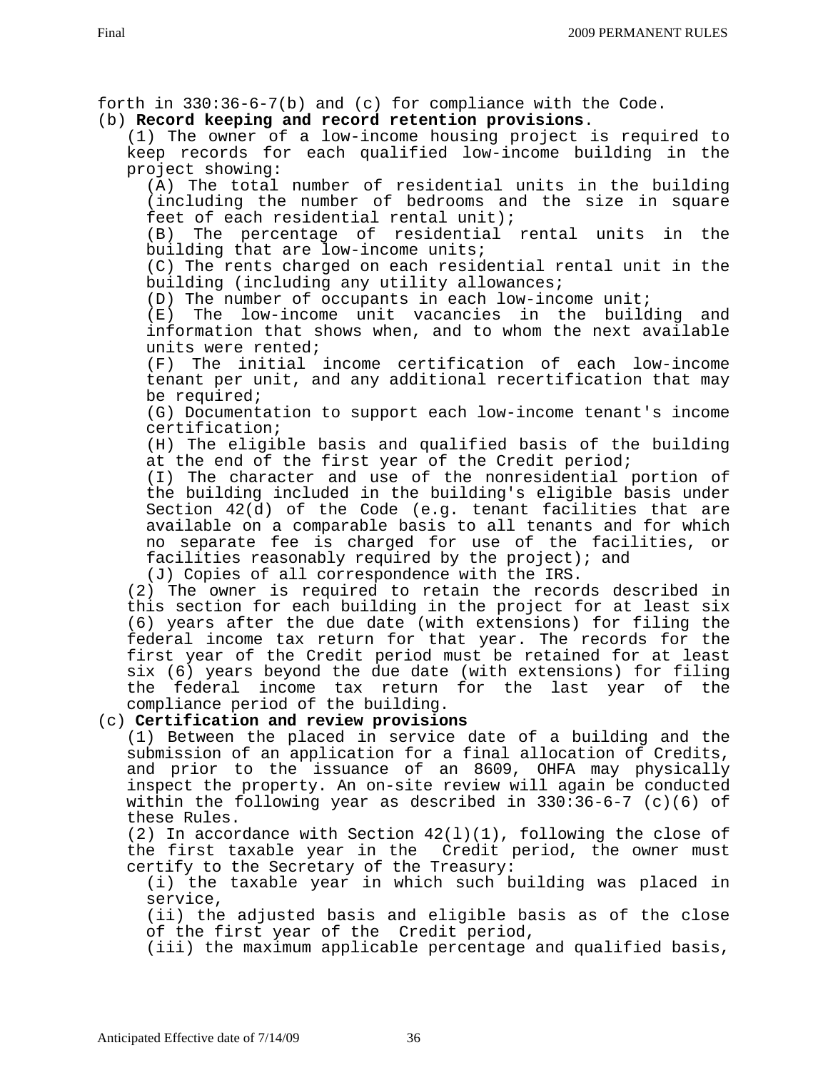forth in 330:36-6-7(b) and (c) for compliance with the Code.

(b) **Record keeping and record retention provisions**.

(1) The owner of a low-income housing project is required to keep records for each qualified low-income building in the project showing:

(A) The total number of residential units in the building (including the number of bedrooms and the size in square feet of each residential rental unit);

(B) The percentage of residential rental units in the building that are low-income units;

(C) The rents charged on each residential rental unit in the building (including any utility allowances;

(D) The number of occupants in each low-income unit;

(E) The low-income unit vacancies in the building and information that shows when, and to whom the next available units were rented;

(F) The initial income certification of each low-income tenant per unit, and any additional recertification that may be required;

(G) Documentation to support each low-income tenant's income certification;

(H) The eligible basis and qualified basis of the building at the end of the first year of the Credit period;

(I) The character and use of the nonresidential portion of the building included in the building's eligible basis under Section 42(d) of the Code (e.g. tenant facilities that are available on a comparable basis to all tenants and for which no separate fee is charged for use of the facilities, or facilities reasonably required by the project); and

(J) Copies of all correspondence with the IRS.

(2) The owner is required to retain the records described in this section for each building in the project for at least six (6) years after the due date (with extensions) for filing the federal income tax return for that year. The records for the first year of the Credit period must be retained for at least six (6) years beyond the due date (with extensions) for filing the federal income tax return for the last year of the compliance period of the building.

(c) **Certification and review provisions**

(1) Between the placed in service date of a building and the submission of an application for a final allocation of Credits, and prior to the issuance of an 8609, OHFA may physically inspect the property. An on-site review will again be conducted within the following year as described in 330:36-6-7 (c)(6) of these Rules.

(2) In accordance with Section 42(l)(1), following the close of the first taxable year in the Credit period, the owner must certify to the Secretary of the Treasury:

(i) the taxable year in which such building was placed in service,

(ii) the adjusted basis and eligible basis as of the close of the first year of the Credit period,

(iii) the maximum applicable percentage and qualified basis,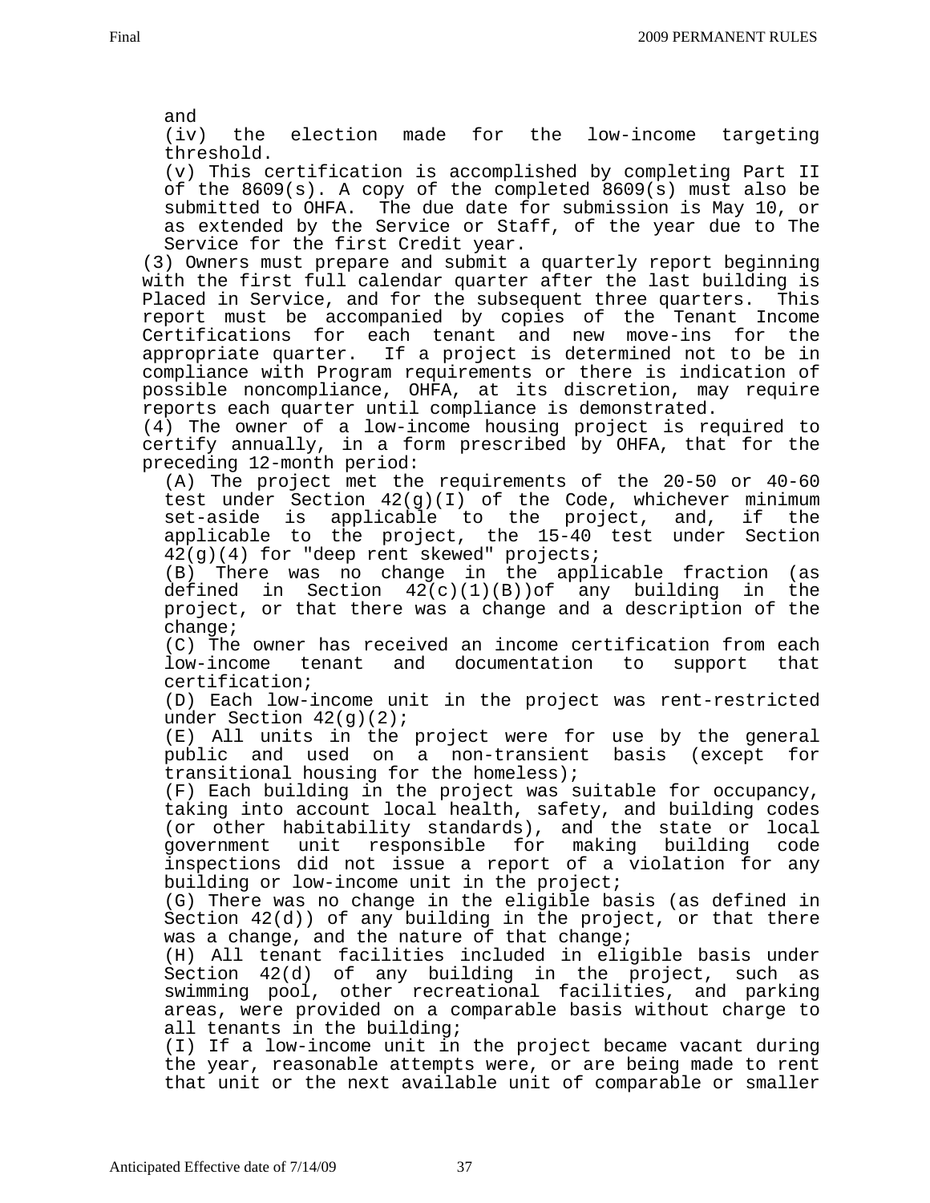and

(iv) the election made for the low-income targeting threshold.

(v) This certification is accomplished by completing Part II of the 8609(s). A copy of the completed 8609(s) must also be submitted to OHFA. The due date for submission is May 10, or as extended by the Service or Staff, of the year due to The Service for the first Credit year.

(3) Owners must prepare and submit a quarterly report beginning with the first full calendar quarter after the last building is Placed in Service, and for the subsequent three quarters. This report must be accompanied by copies of the Tenant Income Certifications for each tenant and new move-ins for the appropriate quarter. If a project is determined not to be in compliance with Program requirements or there is indication of possible noncompliance, OHFA, at its discretion, may require reports each quarter until compliance is demonstrated.

(4) The owner of a low-income housing project is required to certify annually, in a form prescribed by OHFA, that for the preceding 12-month period:

(A) The project met the requirements of the 20-50 or 40-60 test under Section 42(g)(I) of the Code, whichever minimum set-aside is applicable to the project, and, if the applicable to the project, the 15-40 test under Section 42(g)(4) for "deep rent skewed" projects;

(B) There was no change in the applicable fraction (as defined in Section 42(c)(1)(B))of any building in the project, or that there was a change and a description of the change;

(C) The owner has received an income certification from each low-income tenant and documentation to support that certification;

(D) Each low-income unit in the project was rent-restricted under Section 42(g)(2);

(E) All units in the project were for use by the general public and used on a non-transient basis (except for transitional housing for the homeless);

(F) Each building in the project was suitable for occupancy, taking into account local health, safety, and building codes (or other habitability standards), and the state or local government unit responsible for making building code inspections did not issue a report of a violation for any building or low-income unit in the project;

(G) There was no change in the eligible basis (as defined in Section 42(d)) of any building in the project, or that there was a change, and the nature of that change;

(H) All tenant facilities included in eligible basis under Section 42(d) of any building in the project, such as swimming pool, other recreational facilities, and parking areas, were provided on a comparable basis without charge to all tenants in the building;

(I) If a low-income unit in the project became vacant during the year, reasonable attempts were, or are being made to rent that unit or the next available unit of comparable or smaller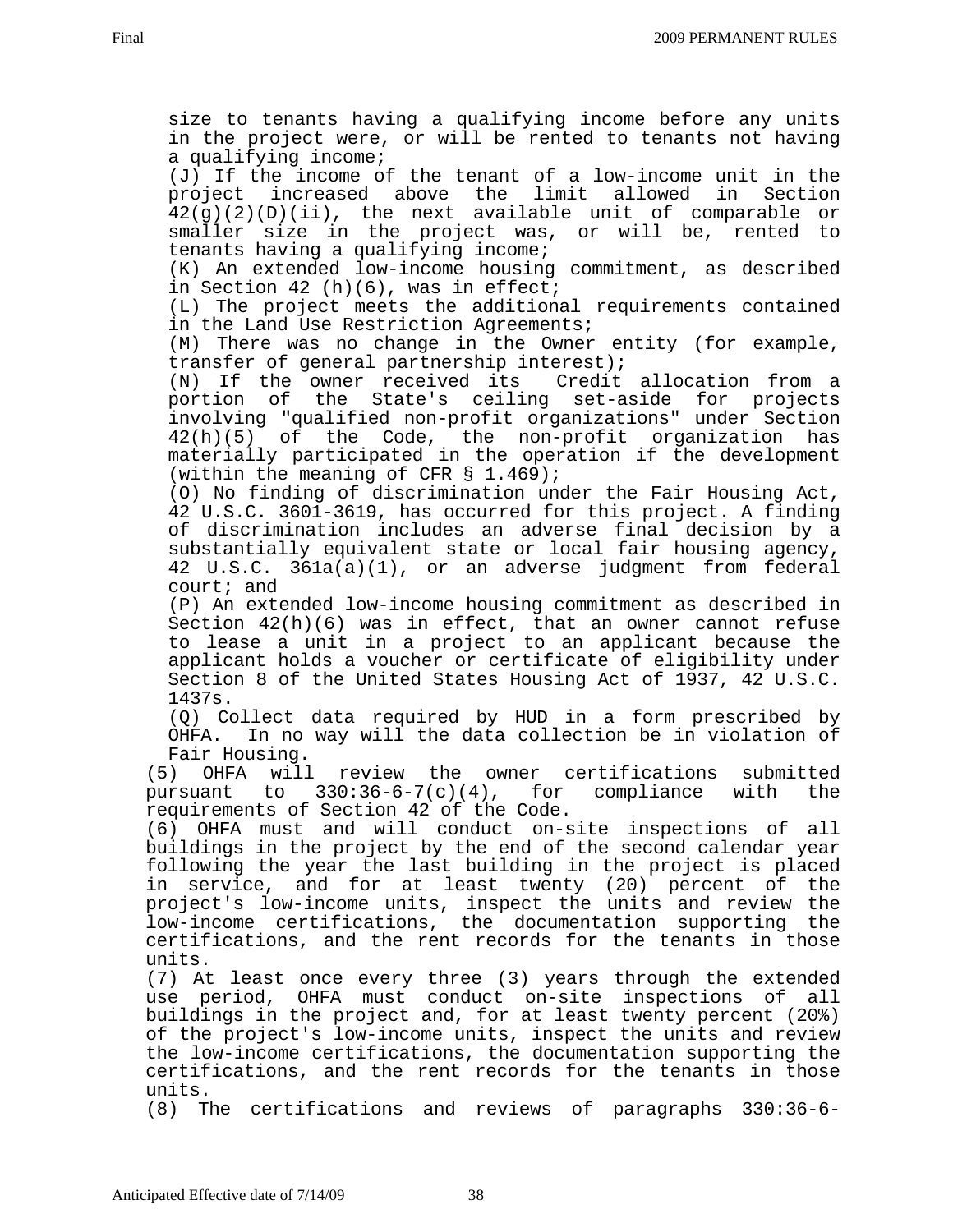size to tenants having a qualifying income before any units in the project were, or will be rented to tenants not having a qualifying income;

(J) If the income of the tenant of a low-income unit in the project increased above the limit allowed in Section 42(g)(2)(D)(ii), the next available unit of comparable or smaller size in the project was, or will be, rented to tenants having a qualifying income;

(K) An extended low-income housing commitment, as described in Section 42 (h)(6), was in effect;

(L) The project meets the additional requirements contained in the Land Use Restriction Agreements;

(M) There was no change in the Owner entity (for example, transfer of general partnership interest);

(N) If the owner received its Credit allocation from a portion of the State's ceiling set-aside for projects involving "qualified non-profit organizations" under Section 42(h)(5) of the Code, the non-profit organization has materially participated in the operation if the development (within the meaning of CFR § 1.469);

(O) No finding of discrimination under the Fair Housing Act, 42 U.S.C. 3601-3619, has occurred for this project. A finding of discrimination includes an adverse final decision by a substantially equivalent state or local fair housing agency, 42 U.S.C. 361a(a)(1), or an adverse judgment from federal court; and

(P) An extended low-income housing commitment as described in Section 42(h)(6) was in effect, that an owner cannot refuse to lease a unit in a project to an applicant because the applicant holds a voucher or certificate of eligibility under Section 8 of the United States Housing Act of 1937, 42 U.S.C. 1437s.

(Q) Collect data required by HUD in a form prescribed by OHFA. In no way will the data collection be in violation of Fair Housing.

(5) OHFA will review the owner certifications submitted pursuant to 330:36-6-7(c)(4), for compliance with the requirements of Section 42 of the Code.

(6) OHFA must and will conduct on-site inspections of all buildings in the project by the end of the second calendar year following the year the last building in the project is placed in service, and for at least twenty (20) percent of the project's low-income units, inspect the units and review the low-income certifications, the documentation supporting the certifications, and the rent records for the tenants in those units.

(7) At least once every three (3) years through the extended use period, OHFA must conduct on-site inspections of all buildings in the project and, for at least twenty percent (20%) of the project's low-income units, inspect the units and review the low-income certifications, the documentation supporting the certifications, and the rent records for the tenants in those units.

(8) The certifications and reviews of paragraphs 330:36-6-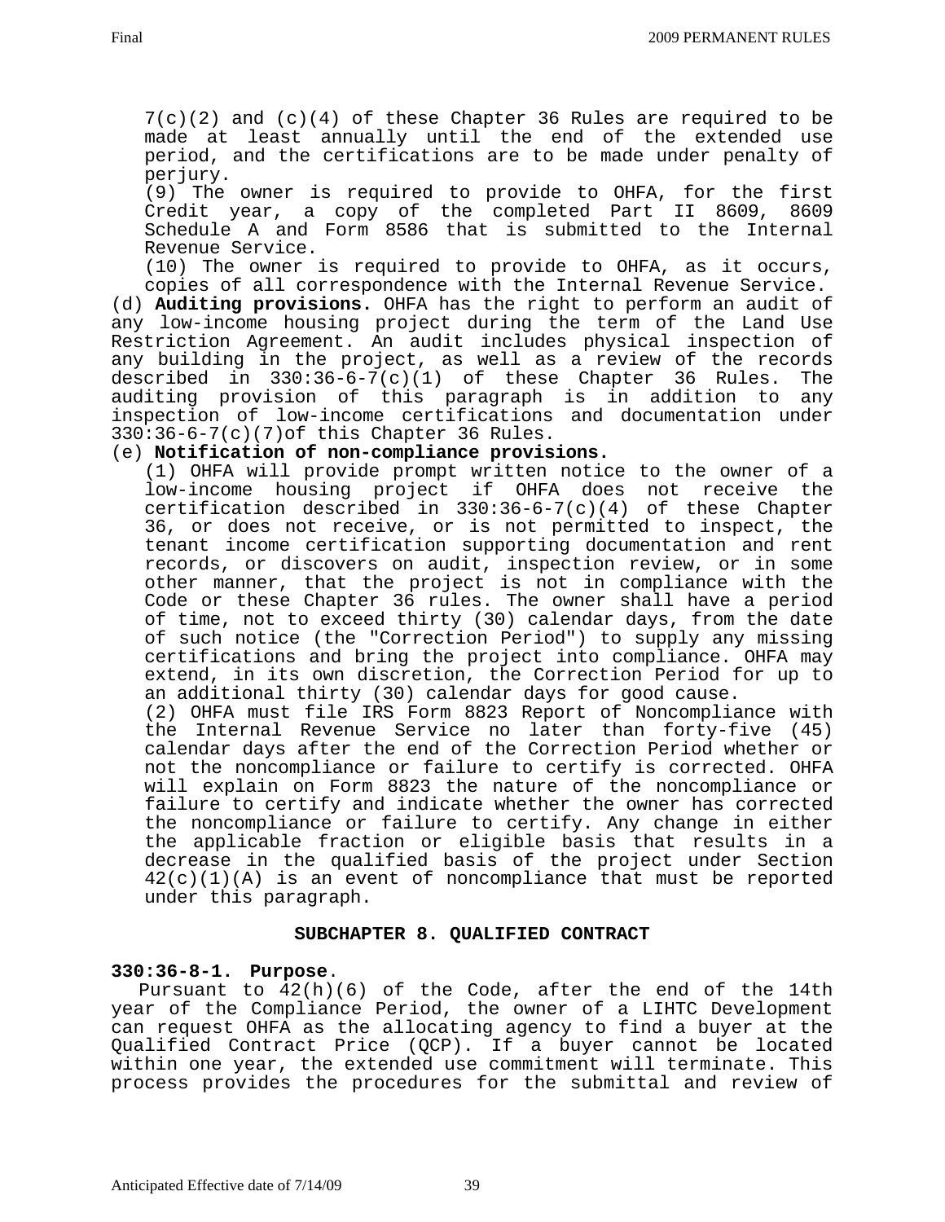7(c)(2) and (c)(4) of these Chapter 36 Rules are required to be made at least annually until the end of the extended use period, and the certifications are to be made under penalty of perjury.

(9) The owner is required to provide to OHFA, for the first Credit year, a copy of the completed Part II 8609, 8609 Schedule A and Form 8586 that is submitted to the Internal Revenue Service.

(10) The owner is required to provide to OHFA, as it occurs, copies of all correspondence with the Internal Revenue Service.

(d) **Auditing provisions.** OHFA has the right to perform an audit of any low-income housing project during the term of the Land Use Restriction Agreement. An audit includes physical inspection of any building in the project, as well as a review of the records described in 330:36-6-7(c)(1) of these Chapter 36 Rules. The auditing provision of this paragraph is in addition to any inspection of low-income certifications and documentation under 330:36-6-7(c)(7)of this Chapter 36 Rules.

(e) **Notification of non-compliance provisions.**

(1) OHFA will provide prompt written notice to the owner of a low-income housing project if OHFA does not receive the certification described in 330:36-6-7(c)(4) of these Chapter 36, or does not receive, or is not permitted to inspect, the tenant income certification supporting documentation and rent records, or discovers on audit, inspection review, or in some other manner, that the project is not in compliance with the Code or these Chapter 36 rules. The owner shall have a period of time, not to exceed thirty (30) calendar days, from the date of such notice (the "Correction Period") to supply any missing certifications and bring the project into compliance. OHFA may extend, in its own discretion, the Correction Period for up to an additional thirty (30) calendar days for good cause.

(2) OHFA must file IRS Form 8823 Report of Noncompliance with the Internal Revenue Service no later than forty-five (45) calendar days after the end of the Correction Period whether or not the noncompliance or failure to certify is corrected. OHFA will explain on Form 8823 the nature of the noncompliance or failure to certify and indicate whether the owner has corrected the noncompliance or failure to certify. Any change in either the applicable fraction or eligible basis that results in a decrease in the qualified basis of the project under Section 42(c)(1)(A) is an event of noncompliance that must be reported under this paragraph.

## SUBCHAPTER 8. QUALIFIED CONTRACT

### 330:36-8-1. Purpose.

Pursuant to 42(h)(6) of the Code, after the end of the 14th year of the Compliance Period, the owner of a LIHTC Development can request OHFA as the allocating agency to find a buyer at the Qualified Contract Price (QCP). If a buyer cannot be located within one year, the extended use commitment will terminate. This process provides the procedures for the submittal and review of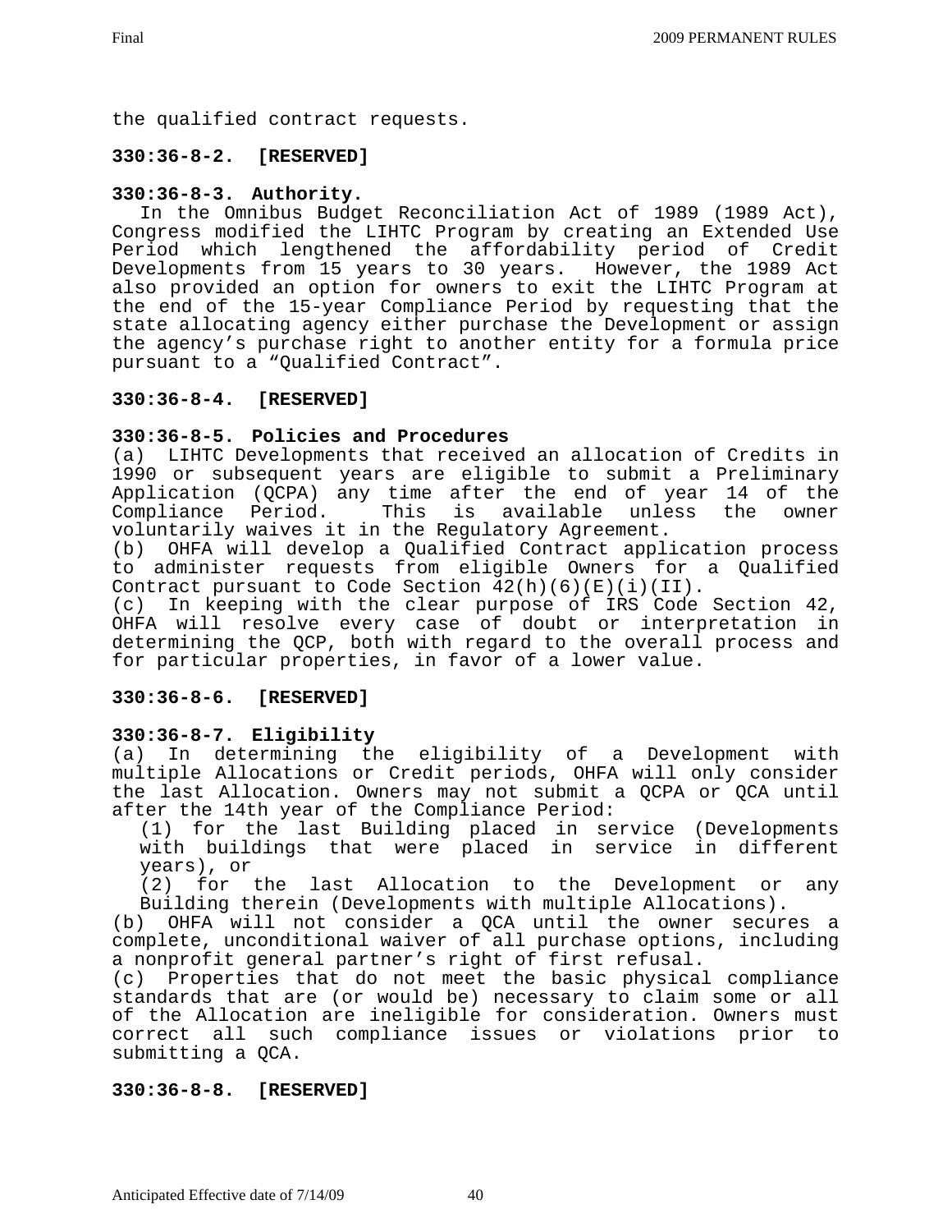the qualified contract requests.

**330:36-8-2. [RESERVED]**

**330:36-8-3. Authority.**

In the Omnibus Budget Reconciliation Act of 1989 (1989 Act), Congress modified the LIHTC Program by creating an Extended Use Period which lengthened the affordability period of Credit Developments from 15 years to 30 years. However, the 1989 Act also provided an option for owners to exit the LIHTC Program at the end of the 15-year Compliance Period by requesting that the state allocating agency either purchase the Development or assign the agency's purchase right to another entity for a formula price pursuant to a "Qualified Contract".

**330:36-8-4. [RESERVED]**

**330:36-8-5. Policies and Procedures**

(a) LIHTC Developments that received an allocation of Credits in 1990 or subsequent years are eligible to submit a Preliminary Application (QCPA) any time after the end of year 14 of the Compliance Period. This is available unless the owner voluntarily waives it in the Regulatory Agreement.

(b) OHFA will develop a Qualified Contract application process to administer requests from eligible Owners for a Qualified Contract pursuant to Code Section 42(h)(6)(E)(i)(II).

(c) In keeping with the clear purpose of IRS Code Section 42, OHFA will resolve every case of doubt or interpretation in determining the QCP, both with regard to the overall process and for particular properties, in favor of a lower value.

**330:36-8-6. [RESERVED]**

**330:36-8-7. Eligibility**

(a) In determining the eligibility of a Development with multiple Allocations or Credit periods, OHFA will only consider the last Allocation. Owners may not submit a QCPA or QCA until after the 14th year of the Compliance Period:

(1) for the last Building placed in service (Developments with buildings that were placed in service in different years), or

(2) for the last Allocation to the Development or any Building therein (Developments with multiple Allocations).

(b) OHFA will not consider a QCA until the owner secures a complete, unconditional waiver of all purchase options, including a nonprofit general partner's right of first refusal.

(c) Properties that do not meet the basic physical compliance standards that are (or would be) necessary to claim some or all of the Allocation are ineligible for consideration. Owners must correct all such compliance issues or violations prior to submitting a QCA.

**330:36-8-8. [RESERVED]**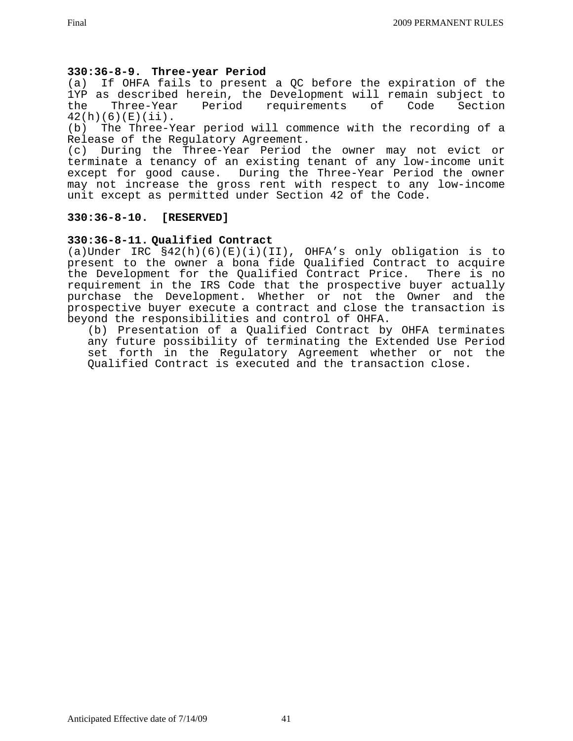**330:36-8-9. Three-year Period**

(a) If OHFA fails to present a QC before the expiration of the 1YP as described herein, the Development will remain subject to the Three-Year Period requirements of Code Section 42(h)(6)(E)(ii).

(b) The Three-Year period will commence with the recording of a Release of the Regulatory Agreement.

(c) During the Three-Year Period the owner may not evict or terminate a tenancy of an existing tenant of any low-income unit except for good cause. During the Three-Year Period the owner may not increase the gross rent with respect to any low-income unit except as permitted under Section 42 of the Code.

**330:36-8-10. [RESERVED]**

**330:36-8-11. Qualified Contract**

(a)Under IRC §42(h)(6)(E)(i)(II), OHFA's only obligation is to present to the owner a bona fide Qualified Contract to acquire the Development for the Qualified Contract Price. There is no requirement in the IRS Code that the prospective buyer actually purchase the Development. Whether or not the Owner and the prospective buyer execute a contract and close the transaction is beyond the responsibilities and control of OHFA.

(b) Presentation of a Qualified Contract by OHFA terminates any future possibility of terminating the Extended Use Period set forth in the Regulatory Agreement whether or not the Qualified Contract is executed and the transaction close.